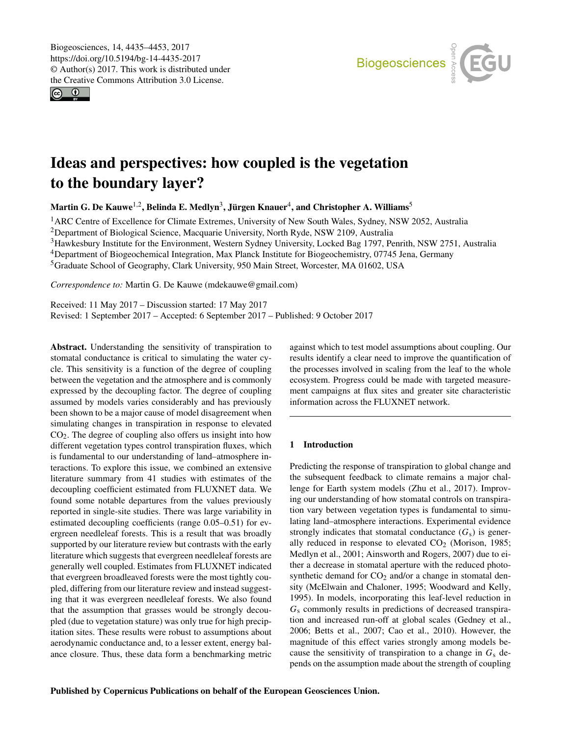# Ideas and perspectives: how coupled is the vegetation to the boundary layer?

**Martin G. De Kauwe[1,2], Belinda E. Medlyn[3], Jürgen Knauer[4], and Christopher A. Williams[5]**

[1]ARC Centre of Excellence for Climate Extremes, University of New South Wales, Sydney, NSW 2052, Australia
[2]Department of Biological Science, Macquarie University, North Ryde, NSW 2109, Australia
[3]Hawkesbury Institute for the Environment, Western Sydney University, Locked Bag 1797, Penrith, NSW 2751, Australia
[4]Department of Biogeochemical Integration, Max Planck Institute for Biogeochemistry, 07745 Jena, Germany
[5]Graduate School of Geography, Clark University, 950 Main Street, Worcester, MA 01602, USA

*Correspondence to:* Martin G. De Kauwe (mdekauwe@gmail.com)

Received: 11 May 2017 – Discussion started: 17 May 2017
Revised: 1 September 2017 – Accepted: 6 September 2017 – Published: 9 October 2017

**Abstract.** Understanding the sensitivity of transpiration to stomatal conductance is critical to simulating the water cycle. This sensitivity is a function of the degree of coupling between the vegetation and the atmosphere and is commonly expressed by the decoupling factor. The degree of coupling assumed by models varies considerably and has previously been shown to be a major cause of model disagreement when simulating changes in transpiration in response to elevated $CO_2$. The degree of coupling also offers us insight into how different vegetation types control transpiration fluxes, which is fundamental to our understanding of land–atmosphere interactions. To explore this issue, we combined an extensive literature summary from 41 studies with estimates of the decoupling coefficient estimated from FLUXNET data. We found some notable departures from the values previously reported in single-site studies. There was large variability in estimated decoupling coefficients (range 0.05–0.51) for evergreen needleleaf forests. This is a result that was broadly supported by our literature review but contrasts with the early literature which suggests that evergreen needleleaf forests are generally well coupled. Estimates from FLUXNET indicated that evergreen broadleaved forests were the most tightly coupled, differing from our literature review and instead suggesting that it was evergreen needleleaf forests. We also found that the assumption that grasses would be strongly decoupled (due to vegetation stature) was only true for high precipitation sites. These results were robust to assumptions about aerodynamic conductance and, to a lesser extent, energy balance closure. Thus, these data form a benchmarking metric against which to test model assumptions about coupling. Our results identify a clear need to improve the quantification of the processes involved in scaling from the leaf to the whole ecosystem. Progress could be made with targeted measurement campaigns at flux sites and greater site characteristic information across the FLUXNET network.

## 1 Introduction

Predicting the response of transpiration to global change and the subsequent feedback to climate remains a major challenge for Earth system models (Zhu et al., 2017). Improving our understanding of how stomatal controls on transpiration vary between vegetation types is fundamental to simulating land–atmosphere interactions. Experimental evidence strongly indicates that stomatal conductance ($G_s$) is generally reduced in response to elevated $CO_2$ (Morison, 1985; Medlyn et al., 2001; Ainsworth and Rogers, 2007) due to either a decrease in stomatal aperture with the reduced photosynthetic demand for $CO_2$ and/or a change in stomatal density (McElwain and Chaloner, 1995; Woodward and Kelly, 1995). In models, incorporating this leaf-level reduction in $G_s$ commonly results in predictions of decreased transpiration and increased run-off at global scales (Gedney et al., 2006; Betts et al., 2007; Cao et al., 2010). However, the magnitude of this effect varies strongly among models because the sensitivity of transpiration to a change in $G_s$ depends on the assumption made about the strength of coupling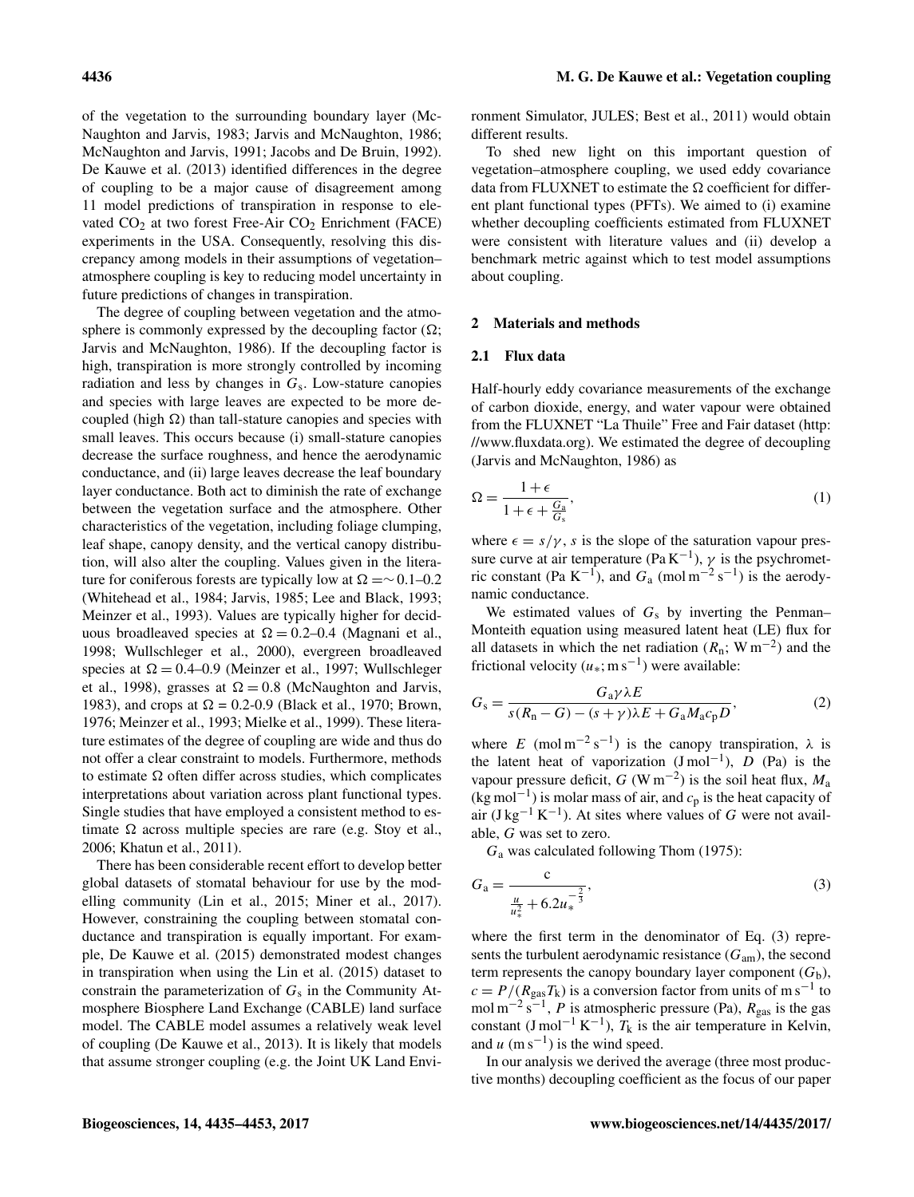of the vegetation to the surrounding boundary layer (McNaughton and Jarvis, 1983; Jarvis and McNaughton, 1986; McNaughton and Jarvis, 1991; Jacobs and De Bruin, 1992). De Kauwe et al. (2013) identified differences in the degree of coupling to be a major cause of disagreement among 11 model predictions of transpiration in response to elevated $CO_2$ at two forest Free-Air $CO_2$ Enrichment (FACE) experiments in the USA. Consequently, resolving this discrepancy among models in their assumptions of vegetation–atmosphere coupling is key to reducing model uncertainty in future predictions of changes in transpiration.

The degree of coupling between vegetation and the atmosphere is commonly expressed by the decoupling factor ($\Omega$; Jarvis and McNaughton, 1986). If the decoupling factor is high, transpiration is more strongly controlled by incoming radiation and less by changes in $G_s$. Low-stature canopies and species with large leaves are expected to be more decoupled (high $\Omega$) than tall-stature canopies and species with small leaves. This occurs because (i) small-stature canopies decrease the surface roughness, and hence the aerodynamic conductance, and (ii) large leaves decrease the leaf boundary layer conductance. Both act to diminish the rate of exchange between the vegetation surface and the atmosphere. Other characteristics of the vegetation, including foliage clumping, leaf shape, canopy density, and the vertical canopy distribution, will also alter the coupling. Values given in the literature for coniferous forests are typically low at $\Omega = \sim 0.1$–$0.2$ (Whitehead et al., 1984; Jarvis, 1985; Lee and Black, 1993; Meinzer et al., 1993). Values are typically higher for deciduous broadleaved species at $\Omega = 0.2$–$0.4$ (Magnani et al., 1998; Wullschleger et al., 2000), evergreen broadleaved species at $\Omega = 0.4$–$0.9$ (Meinzer et al., 1997; Wullschleger et al., 1998), grasses at $\Omega = 0.8$ (McNaughton and Jarvis, 1983), and crops at $\Omega = 0.2$-$0.9$ (Black et al., 1970; Brown, 1976; Meinzer et al., 1993; Mielke et al., 1999). These literature estimates of the degree of coupling are wide and thus do not offer a clear constraint to models. Furthermore, methods to estimate $\Omega$ often differ across studies, which complicates interpretations about variation across plant functional types. Single studies that have employed a consistent method to estimate $\Omega$ across multiple species are rare (e.g. Stoy et al., 2006; Khatun et al., 2011).

There has been considerable recent effort to develop better global datasets of stomatal behaviour for use by the modelling community (Lin et al., 2015; Miner et al., 2017). However, constraining the coupling between stomatal conductance and transpiration is equally important. For example, De Kauwe et al. (2015) demonstrated modest changes in transpiration when using the Lin et al. (2015) dataset to constrain the parameterization of $G_s$ in the Community Atmosphere Biosphere Land Exchange (CABLE) land surface model. The CABLE model assumes a relatively weak level of coupling (De Kauwe et al., 2013). It is likely that models that assume stronger coupling (e.g. the Joint UK Land Environment Simulator, JULES; Best et al., 2011) would obtain different results.

To shed new light on this important question of vegetation–atmosphere coupling, we used eddy covariance data from FLUXNET to estimate the $\Omega$ coefficient for different plant functional types (PFTs). We aimed to (i) examine whether decoupling coefficients estimated from FLUXNET were consistent with literature values and (ii) develop a benchmark metric against which to test model assumptions about coupling.

## 2 Materials and methods

### 2.1 Flux data

Half-hourly eddy covariance measurements of the exchange of carbon dioxide, energy, and water vapour were obtained from the FLUXNET "La Thuile" Free and Fair dataset (http://www.fluxdata.org). We estimated the degree of decoupling (Jarvis and McNaughton, 1986) as

$$\Omega = \frac{1+\epsilon}{1+\epsilon+\frac{G_a}{G_s}}, \tag{1}$$

where $\epsilon = s/\gamma$, $s$ is the slope of the saturation vapour pressure curve at air temperature (Pa K$^{-1}$), $\gamma$ is the psychrometric constant (Pa K$^{-1}$), and $G_a$ (mol m$^{-2}$ s$^{-1}$) is the aerodynamic conductance.

We estimated values of $G_s$ by inverting the Penman–Monteith equation using measured latent heat (LE) flux for all datasets in which the net radiation ($R_n$; W m$^{-2}$) and the frictional velocity ($u_*$; m s$^{-1}$) were available:

$$G_s = \frac{G_a \gamma \lambda E}{s(R_n - G) - (s+\gamma)\lambda E + G_a M_a c_p D}, \tag{2}$$

where $E$ (mol m$^{-2}$ s$^{-1}$) is the canopy transpiration, $\lambda$ is the latent heat of vaporization (J mol$^{-1}$), $D$ (Pa) is the vapour pressure deficit, $G$ (W m$^{-2}$) is the soil heat flux, $M_a$ (kg mol$^{-1}$) is molar mass of air, and $c_p$ is the heat capacity of air (J kg$^{-1}$ K$^{-1}$). At sites where values of $G$ were not available, $G$ was set to zero.

$G_a$ was calculated following Thom (1975):

$$G_a = \frac{c}{\frac{u}{u_*^2} + 6.2 u_*^{-\frac{2}{3}}}, \tag{3}$$

where the first term in the denominator of Eq. (3) represents the turbulent aerodynamic resistance ($G_{am}$), the second term represents the canopy boundary layer component ($G_b$), $c = P/(R_{gas} T_k)$ is a conversion factor from units of m s$^{-1}$ to mol m$^{-2}$ s$^{-1}$, $P$ is atmospheric pressure (Pa), $R_{gas}$ is the gas constant (J mol$^{-1}$ K$^{-1}$), $T_k$ is the air temperature in Kelvin, and $u$ (m s$^{-1}$) is the wind speed.

In our analysis we derived the average (three most productive months) decoupling coefficient as the focus of our paper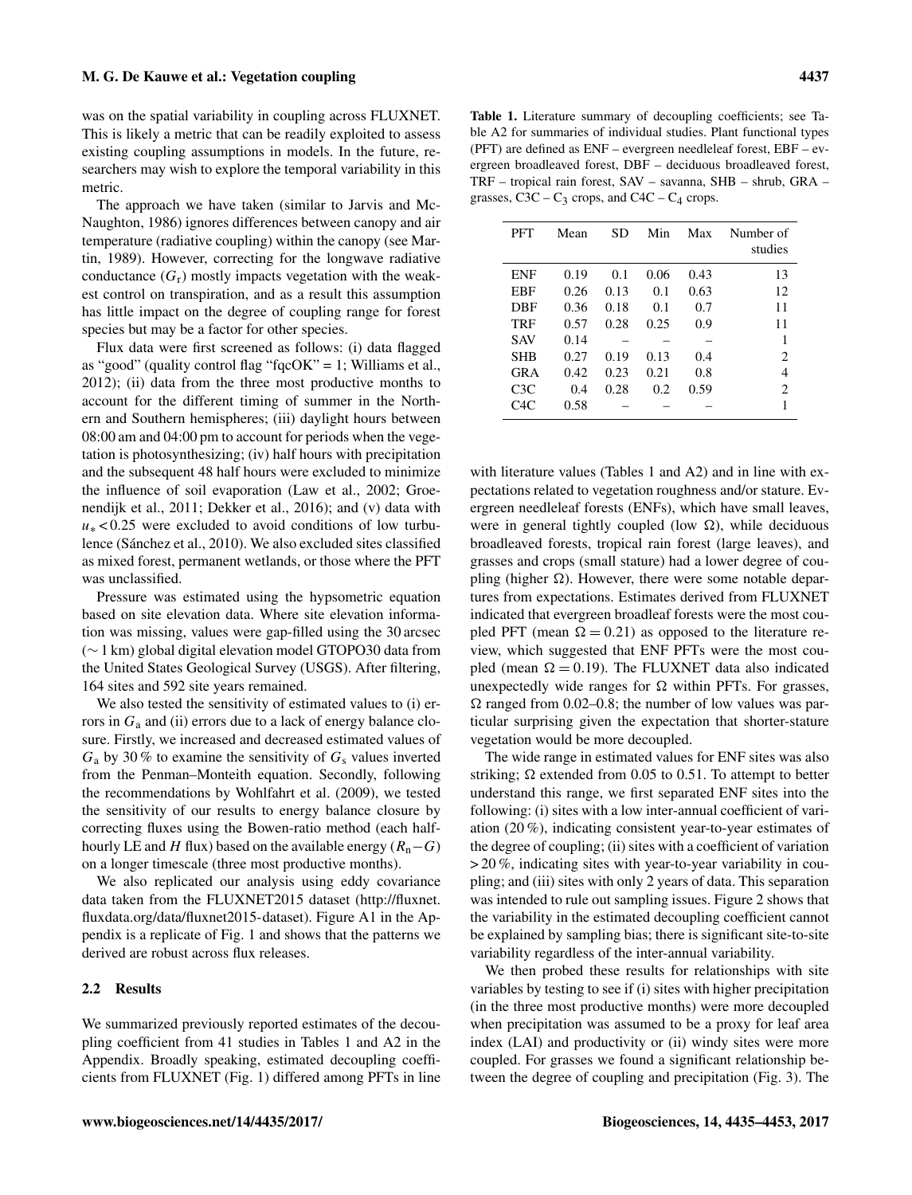was on the spatial variability in coupling across FLUXNET. This is likely a metric that can be readily exploited to assess existing coupling assumptions in models. In the future, researchers may wish to explore the temporal variability in this metric.

The approach we have taken (similar to Jarvis and McNaughton, 1986) ignores differences between canopy and air temperature (radiative coupling) within the canopy (see Martin, 1989). However, correcting for the longwave radiative conductance ($G_r$) mostly impacts vegetation with the weakest control on transpiration, and as a result this assumption has little impact on the degree of coupling range for forest species but may be a factor for other species.

Flux data were first screened as follows: (i) data flagged as "good" (quality control flag "fqcOK" = 1; Williams et al., 2012); (ii) data from the three most productive months to account for the different timing of summer in the Northern and Southern hemispheres; (iii) daylight hours between 08:00 am and 04:00 pm to account for periods when the vegetation is photosynthesizing; (iv) half hours with precipitation and the subsequent 48 half hours were excluded to minimize the influence of soil evaporation (Law et al., 2002; Groenendijk et al., 2011; Dekker et al., 2016); and (v) data with $u_* < 0.25$ were excluded to avoid conditions of low turbulence (Sánchez et al., 2010). We also excluded sites classified as mixed forest, permanent wetlands, or those where the PFT was unclassified.

Pressure was estimated using the hypsometric equation based on site elevation data. Where site elevation information was missing, values were gap-filled using the 30 arcsec (~ 1 km) global digital elevation model GTOPO30 data from the United States Geological Survey (USGS). After filtering, 164 sites and 592 site years remained.

We also tested the sensitivity of estimated values to (i) errors in $G_a$ and (ii) errors due to a lack of energy balance closure. Firstly, we increased and decreased estimated values of $G_a$ by 30 % to examine the sensitivity of $G_s$ values inverted from the Penman–Monteith equation. Secondly, following the recommendations by Wohlfahrt et al. (2009), we tested the sensitivity of our results to energy balance closure by correcting fluxes using the Bowen-ratio method (each half-hourly LE and $H$ flux) based on the available energy ($R_n - G$) on a longer timescale (three most productive months).

We also replicated our analysis using eddy covariance data taken from the FLUXNET2015 dataset (http://fluxnet.fluxdata.org/data/fluxnet2015-dataset). Figure A1 in the Appendix is a replicate of Fig. 1 and shows that the patterns we derived are robust across flux releases.

### 2.2 Results

We summarized previously reported estimates of the decoupling coefficient from 41 studies in Tables 1 and A2 in the Appendix. Broadly speaking, estimated decoupling coefficients from FLUXNET (Fig. 1) differed among PFTs in line with literature values (Tables 1 and A2) and in line with expectations related to vegetation roughness and/or stature. Evergreen needleleaf forests (ENFs), which have small leaves, were in general tightly coupled (low $\Omega$), while deciduous broadleaved forests, tropical rain forest (large leaves), and grasses and crops (small stature) had a lower degree of coupling (higher $\Omega$). However, there were some notable departures from expectations. Estimates derived from FLUXNET indicated that evergreen broadleaf forests were the most coupled PFT (mean $\Omega = 0.21$) as opposed to the literature review, which suggested that ENF PFTs were the most coupled (mean $\Omega = 0.19$). The FLUXNET data also indicated unexpectedly wide ranges for $\Omega$ within PFTs. For grasses, $\Omega$ ranged from 0.02–0.8; the number of low values was particular surprising given the expectation that shorter-stature vegetation would be more decoupled.

The wide range in estimated values for ENF sites was also striking; $\Omega$ extended from 0.05 to 0.51. To attempt to better understand this range, we first separated ENF sites into the following: (i) sites with a low inter-annual coefficient of variation (20 %), indicating consistent year-to-year estimates of the degree of coupling; (ii) sites with a coefficient of variation > 20 %, indicating sites with year-to-year variability in coupling; and (iii) sites with only 2 years of data. This separation was intended to rule out sampling issues. Figure 2 shows that the variability in the estimated decoupling coefficient cannot be explained by sampling bias; there is significant site-to-site variability regardless of the inter-annual variability.

We then probed these results for relationships with site variables by testing to see if (i) sites with higher precipitation (in the three most productive months) were more decoupled when precipitation was assumed to be a proxy for leaf area index (LAI) and productivity or (ii) windy sites were more coupled. For grasses we found a significant relationship between the degree of coupling and precipitation (Fig. 3). The

**Table 1.** Literature summary of decoupling coefficients; see Table A2 for summaries of individual studies. Plant functional types (PFT) are defined as ENF – evergreen needleleaf forest, EBF – evergreen broadleaved forest, DBF – deciduous broadleaved forest, TRF – tropical rain forest, SAV – savanna, SHB – shrub, GRA – grasses, C3C – $C_3$ crops, and C4C – $C_4$ crops.

| PFT | Mean | SD | Min | Max | Number of studies |
|---|---|---|---|---|---|
| ENF | 0.19 | 0.1 | 0.06 | 0.43 | 13 |
| EBF | 0.26 | 0.13 | 0.1 | 0.63 | 12 |
| DBF | 0.36 | 0.18 | 0.1 | 0.7 | 11 |
| TRF | 0.57 | 0.28 | 0.25 | 0.9 | 11 |
| SAV | 0.14 | – | – | – | 1 |
| SHB | 0.27 | 0.19 | 0.13 | 0.4 | 2 |
| GRA | 0.42 | 0.23 | 0.21 | 0.8 | 4 |
| C3C | 0.4 | 0.28 | 0.2 | 0.59 | 2 |
| C4C | 0.58 | – | – | – | 1 |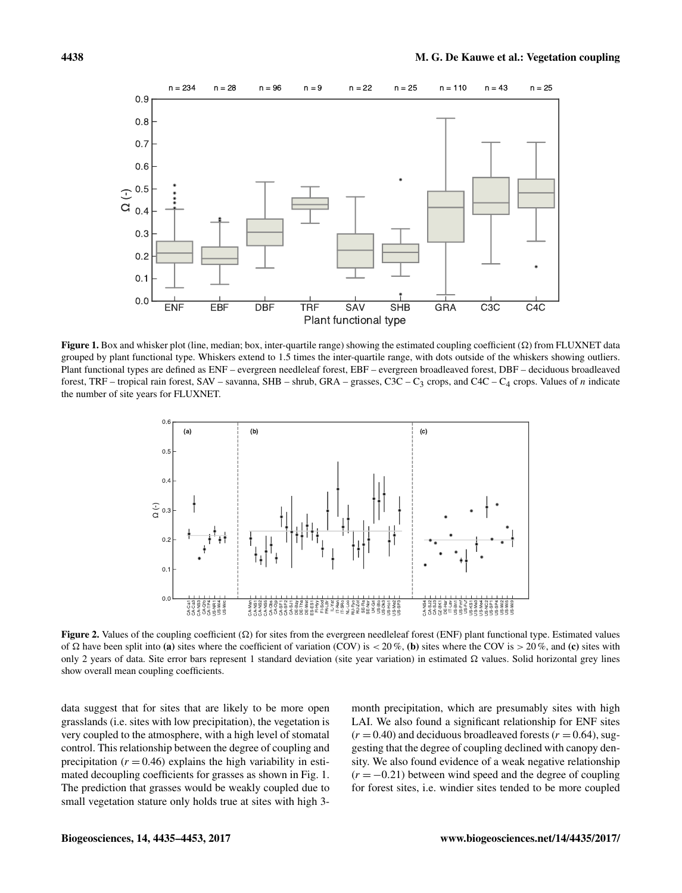**Figure 1.** Box and whisker plot (line, median; box, inter-quartile range) showing the estimated coupling coefficient (Ω) from FLUXNET data grouped by plant functional type. Whiskers extend to 1.5 times the inter-quartile range, with dots outside of the whiskers showing outliers. Plant functional types are defined as ENF – evergreen needleleaf forest, EBF – evergreen broadleaved forest, DBF – deciduous broadleaved forest, TRF – tropical rain forest, SAV – savanna, SHB – shrub, GRA – grasses, C3C – $C_3$ crops, and C4C – $C_4$ crops. Values of *n* indicate the number of site years for FLUXNET.

**Figure 2.** Values of the coupling coefficient (Ω) for sites from the evergreen needleleaf forest (ENF) plant functional type. Estimated values of Ω have been split into **(a)** sites where the coefficient of variation (COV) is $< 20\,\%$, **(b)** sites where the COV is $> 20\,\%$, and **(c)** sites with only 2 years of data. Site error bars represent 1 standard deviation (site year variation) in estimated Ω values. Solid horizontal grey lines show overall mean coupling coefficients.

data suggest that for sites that are likely to be more open grasslands (i.e. sites with low precipitation), the vegetation is very coupled to the atmosphere, with a high level of stomatal control. This relationship between the degree of coupling and precipitation ($r = 0.46$) explains the high variability in estimated decoupling coefficients for grasses as shown in Fig. 1. The prediction that grasses would be weakly coupled due to small vegetation stature only holds true at sites with high 3-month precipitation, which are presumably sites with high LAI. We also found a significant relationship for ENF sites ($r = 0.40$) and deciduous broadleaved forests ($r = 0.64$), suggesting that the degree of coupling declined with canopy density. We also found evidence of a weak negative relationship ($r = -0.21$) between wind speed and the degree of coupling for forest sites, i.e. windier sites tended to be more coupled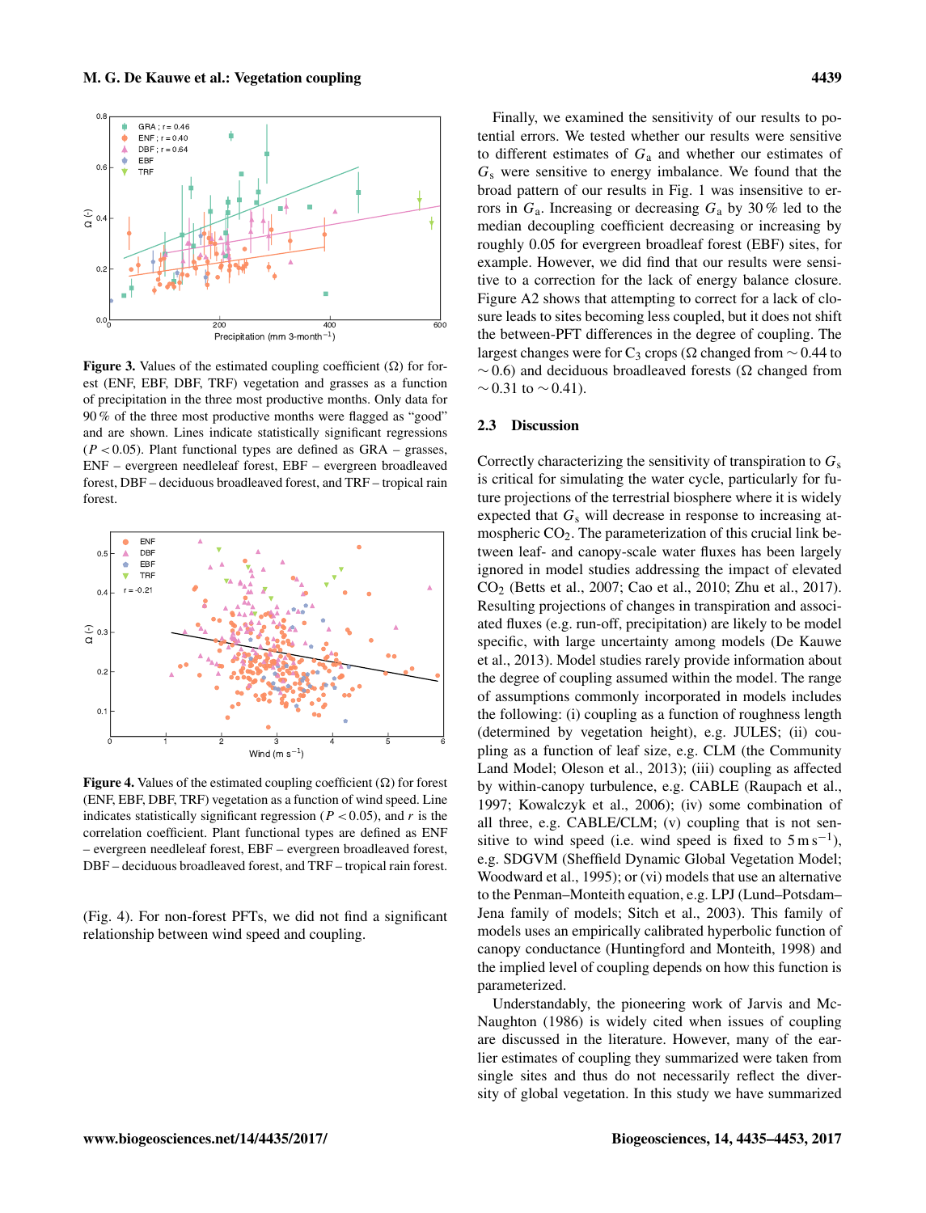**Figure 3.** Values of the estimated coupling coefficient (Ω) for forest (ENF, EBF, DBF, TRF) vegetation and grasses as a function of precipitation in the three most productive months. Only data for 90 % of the three most productive months were flagged as "good" and are shown. Lines indicate statistically significant regressions ($P < 0.05$). Plant functional types are defined as GRA – grasses, ENF – evergreen needleleaf forest, EBF – evergreen broadleaved forest, DBF – deciduous broadleaved forest, and TRF – tropical rain forest.

**Figure 4.** Values of the estimated coupling coefficient (Ω) for forest (ENF, EBF, DBF, TRF) vegetation as a function of wind speed. Line indicates statistically significant regression ($P < 0.05$), and $r$ is the correlation coefficient. Plant functional types are defined as ENF – evergreen needleleaf forest, EBF – evergreen broadleaved forest, DBF – deciduous broadleaved forest, and TRF – tropical rain forest.

(Fig. 4). For non-forest PFTs, we did not find a significant relationship between wind speed and coupling.

Finally, we examined the sensitivity of our results to potential errors. We tested whether our results were sensitive to different estimates of $G_a$ and whether our estimates of $G_s$ were sensitive to energy imbalance. We found that the broad pattern of our results in Fig. 1 was insensitive to errors in $G_a$. Increasing or decreasing $G_a$ by 30 % led to the median decoupling coefficient decreasing or increasing by roughly 0.05 for evergreen broadleaf forest (EBF) sites, for example. However, we did find that our results were sensitive to a correction for the lack of energy balance closure. Figure A2 shows that attempting to correct for a lack of closure leads to sites becoming less coupled, but it does not shift the between-PFT differences in the degree of coupling. The largest changes were for $C_3$ crops (Ω changed from ∼ 0.44 to ∼ 0.6) and deciduous broadleaved forests (Ω changed from ∼ 0.31 to ∼ 0.41).

## 2.3 Discussion

Correctly characterizing the sensitivity of transpiration to $G_s$ is critical for simulating the water cycle, particularly for future projections of the terrestrial biosphere where it is widely expected that $G_s$ will decrease in response to increasing atmospheric $CO_2$. The parameterization of this crucial link between leaf- and canopy-scale water fluxes has been largely ignored in model studies addressing the impact of elevated $CO_2$ (Betts et al., 2007; Cao et al., 2010; Zhu et al., 2017). Resulting projections of changes in transpiration and associated fluxes (e.g. run-off, precipitation) are likely to be model specific, with large uncertainty among models (De Kauwe et al., 2013). Model studies rarely provide information about the degree of coupling assumed within the model. The range of assumptions commonly incorporated in models includes the following: (i) coupling as a function of roughness length (determined by vegetation height), e.g. JULES; (ii) coupling as a function of leaf size, e.g. CLM (the Community Land Model; Oleson et al., 2013); (iii) coupling as affected by within-canopy turbulence, e.g. CABLE (Raupach et al., 1997; Kowalczyk et al., 2006); (iv) some combination of all three, e.g. CABLE/CLM; (v) coupling that is not sensitive to wind speed (i.e. wind speed is fixed to 5 m s$^{-1}$), e.g. SDGVM (Sheffield Dynamic Global Vegetation Model; Woodward et al., 1995); or (vi) models that use an alternative to the Penman–Monteith equation, e.g. LPJ (Lund–Potsdam–Jena family of models; Sitch et al., 2003). This family of models uses an empirically calibrated hyperbolic function of canopy conductance (Huntingford and Monteith, 1998) and the implied level of coupling depends on how this function is parameterized.

Understandably, the pioneering work of Jarvis and McNaughton (1986) is widely cited when issues of coupling are discussed in the literature. However, many of the earlier estimates of coupling they summarized were taken from single sites and thus do not necessarily reflect the diversity of global vegetation. In this study we have summarized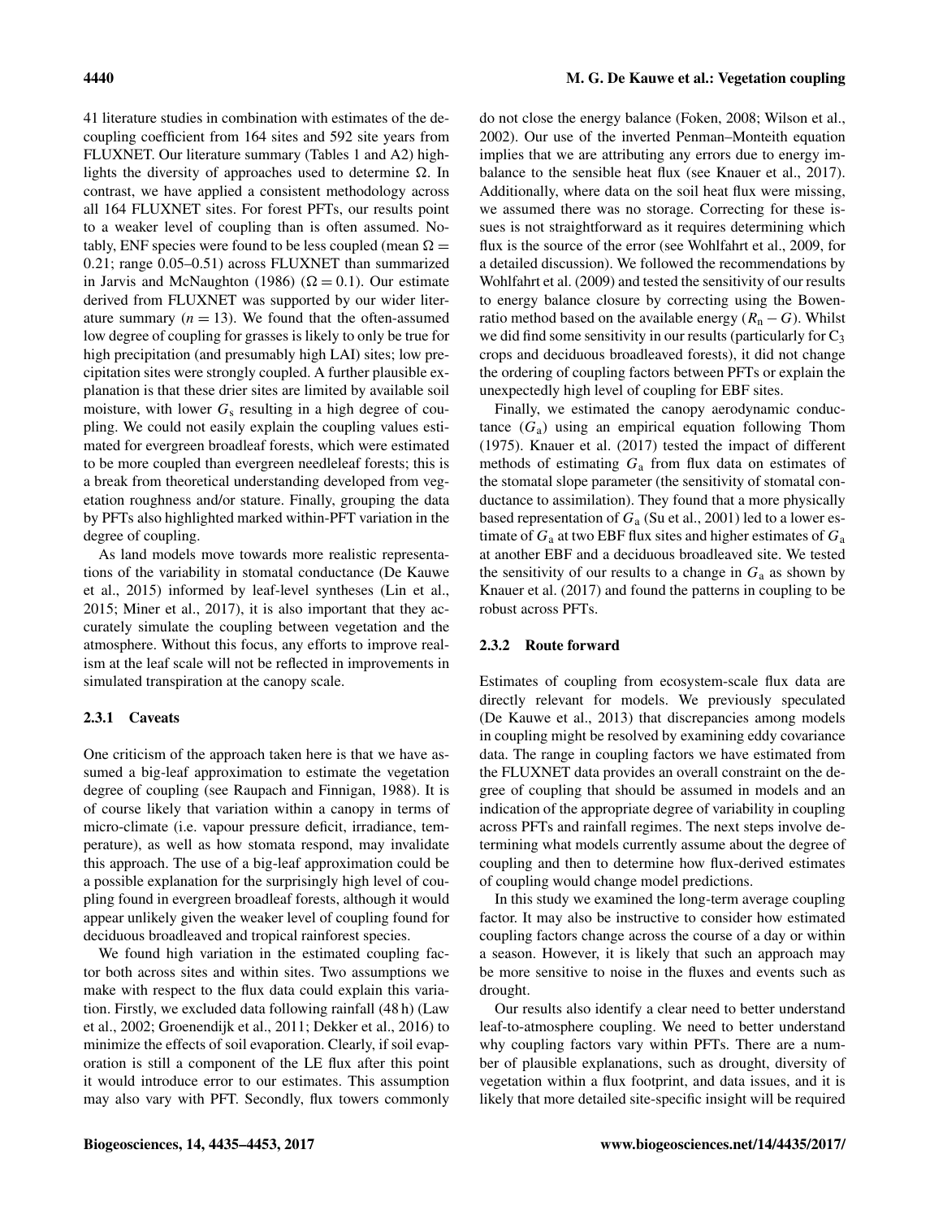41 literature studies in combination with estimates of the decoupling coefficient from 164 sites and 592 site years from FLUXNET. Our literature summary (Tables 1 and A2) highlights the diversity of approaches used to determine $\Omega$. In contrast, we have applied a consistent methodology across all 164 FLUXNET sites. For forest PFTs, our results point to a weaker level of coupling than is often assumed. Notably, ENF species were found to be less coupled (mean $\Omega = 0.21$; range 0.05–0.51) across FLUXNET than summarized in Jarvis and McNaughton (1986) ($\Omega = 0.1$). Our estimate derived from FLUXNET was supported by our wider literature summary ($n = 13$). We found that the often-assumed low degree of coupling for grasses is likely to only be true for high precipitation (and presumably high LAI) sites; low precipitation sites were strongly coupled. A further plausible explanation is that these drier sites are limited by available soil moisture, with lower $G_s$ resulting in a high degree of coupling. We could not easily explain the coupling values estimated for evergreen broadleaf forests, which were estimated to be more coupled than evergreen needleleaf forests; this is a break from theoretical understanding developed from vegetation roughness and/or stature. Finally, grouping the data by PFTs also highlighted marked within-PFT variation in the degree of coupling.

As land models move towards more realistic representations of the variability in stomatal conductance (De Kauwe et al., 2015) informed by leaf-level syntheses (Lin et al., 2015; Miner et al., 2017), it is also important that they accurately simulate the coupling between vegetation and the atmosphere. Without this focus, any efforts to improve realism at the leaf scale will not be reflected in improvements in simulated transpiration at the canopy scale.

### 2.3.1 Caveats

One criticism of the approach taken here is that we have assumed a big-leaf approximation to estimate the vegetation degree of coupling (see Raupach and Finnigan, 1988). It is of course likely that variation within a canopy in terms of micro-climate (i.e. vapour pressure deficit, irradiance, temperature), as well as how stomata respond, may invalidate this approach. The use of a big-leaf approximation could be a possible explanation for the surprisingly high level of coupling found in evergreen broadleaf forests, although it would appear unlikely given the weaker level of coupling found for deciduous broadleaved and tropical rainforest species.

We found high variation in the estimated coupling factor both across sites and within sites. Two assumptions we make with respect to the flux data could explain this variation. Firstly, we excluded data following rainfall (48 h) (Law et al., 2002; Groenendijk et al., 2011; Dekker et al., 2016) to minimize the effects of soil evaporation. Clearly, if soil evaporation is still a component of the LE flux after this point it would introduce error to our estimates. This assumption may also vary with PFT. Secondly, flux towers commonly do not close the energy balance (Foken, 2008; Wilson et al., 2002). Our use of the inverted Penman–Monteith equation implies that we are attributing any errors due to energy imbalance to the sensible heat flux (see Knauer et al., 2017). Additionally, where data on the soil heat flux were missing, we assumed there was no storage. Correcting for these issues is not straightforward as it requires determining which flux is the source of the error (see Wohlfahrt et al., 2009, for a detailed discussion). We followed the recommendations by Wohlfahrt et al. (2009) and tested the sensitivity of our results to energy balance closure by correcting using the Bowen-ratio method based on the available energy ($R_n - G$). Whilst we did find some sensitivity in our results (particularly for $C_3$ crops and deciduous broadleaved forests), it did not change the ordering of coupling factors between PFTs or explain the unexpectedly high level of coupling for EBF sites.

Finally, we estimated the canopy aerodynamic conductance ($G_a$) using an empirical equation following Thom (1975). Knauer et al. (2017) tested the impact of different methods of estimating $G_a$ from flux data on estimates of the stomatal slope parameter (the sensitivity of stomatal conductance to assimilation). They found that a more physically based representation of $G_a$ (Su et al., 2001) led to a lower estimate of $G_a$ at two EBF flux sites and higher estimates of $G_a$ at another EBF and a deciduous broadleaved site. We tested the sensitivity of our results to a change in $G_a$ as shown by Knauer et al. (2017) and found the patterns in coupling to be robust across PFTs.

### 2.3.2 Route forward

Estimates of coupling from ecosystem-scale flux data are directly relevant for models. We previously speculated (De Kauwe et al., 2013) that discrepancies among models in coupling might be resolved by examining eddy covariance data. The range in coupling factors we have estimated from the FLUXNET data provides an overall constraint on the degree of coupling that should be assumed in models and an indication of the appropriate degree of variability in coupling across PFTs and rainfall regimes. The next steps involve determining what models currently assume about the degree of coupling and then to determine how flux-derived estimates of coupling would change model predictions.

In this study we examined the long-term average coupling factor. It may also be instructive to consider how estimated coupling factors change across the course of a day or within a season. However, it is likely that such an approach may be more sensitive to noise in the fluxes and events such as drought.

Our results also identify a clear need to better understand leaf-to-atmosphere coupling. We need to better understand why coupling factors vary within PFTs. There are a number of plausible explanations, such as drought, diversity of vegetation within a flux footprint, and data issues, and it is likely that more detailed site-specific insight will be required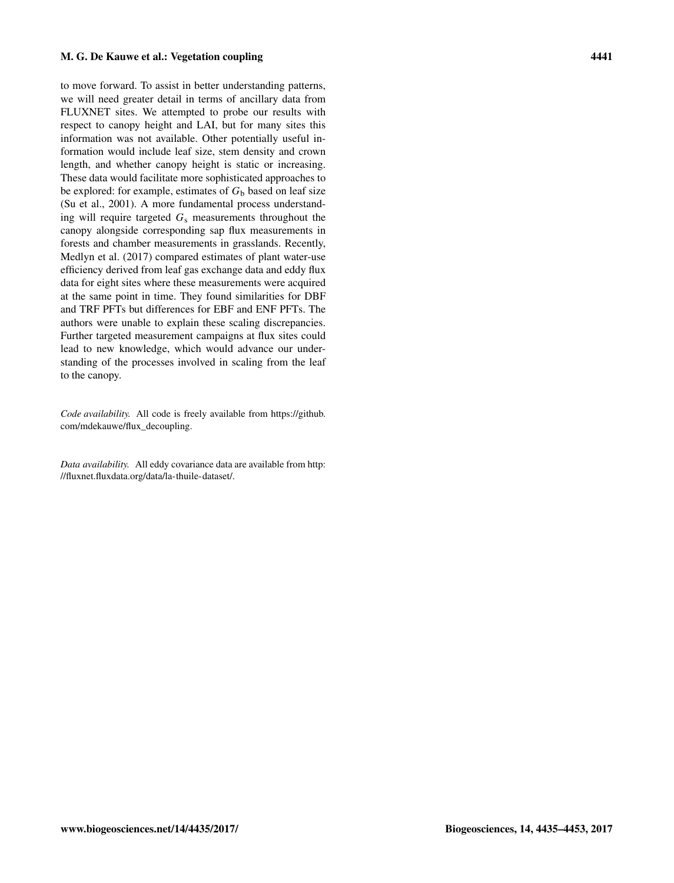to move forward. To assist in better understanding patterns, we will need greater detail in terms of ancillary data from FLUXNET sites. We attempted to probe our results with respect to canopy height and LAI, but for many sites this information was not available. Other potentially useful information would include leaf size, stem density and crown length, and whether canopy height is static or increasing. These data would facilitate more sophisticated approaches to be explored: for example, estimates of $G_b$ based on leaf size (Su et al., 2001). A more fundamental process understanding will require targeted $G_s$ measurements throughout the canopy alongside corresponding sap flux measurements in forests and chamber measurements in grasslands. Recently, Medlyn et al. (2017) compared estimates of plant water-use efficiency derived from leaf gas exchange data and eddy flux data for eight sites where these measurements were acquired at the same point in time. They found similarities for DBF and TRF PFTs but differences for EBF and ENF PFTs. The authors were unable to explain these scaling discrepancies. Further targeted measurement campaigns at flux sites could lead to new knowledge, which would advance our understanding of the processes involved in scaling from the leaf to the canopy.

*Code availability.* All code is freely available from https://github.com/mdekauwe/flux_decoupling.

*Data availability.* All eddy covariance data are available from http://fluxnet.fluxdata.org/data/la-thuile-dataset/.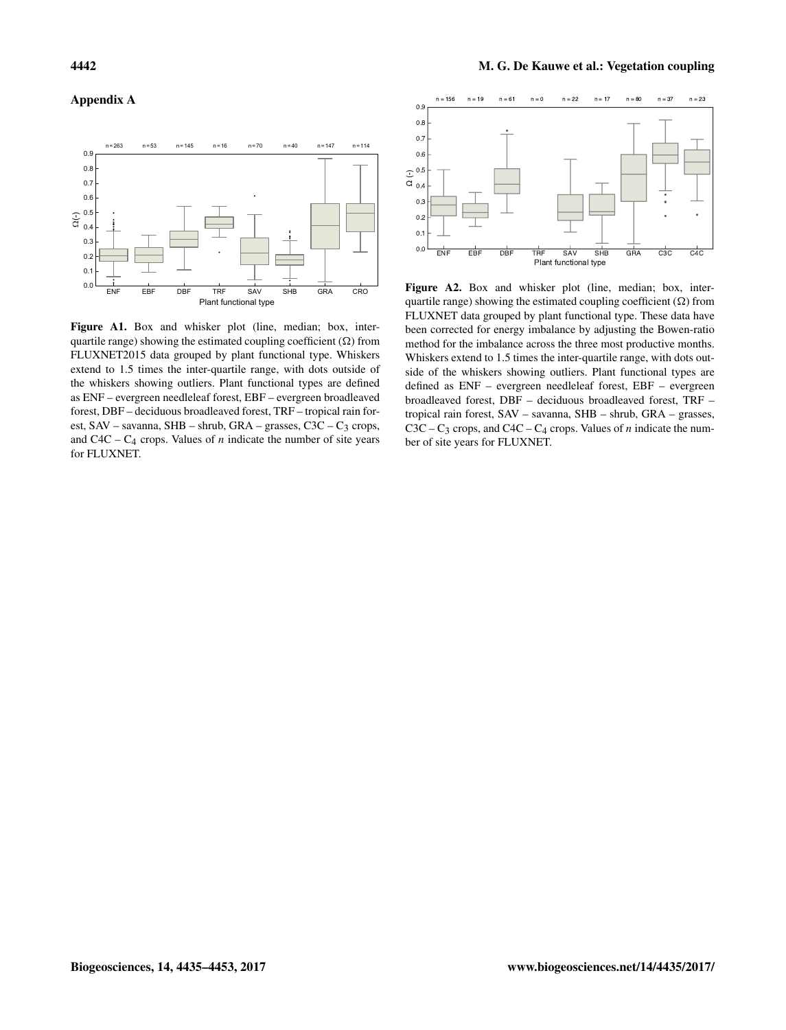## Appendix A

**Figure A1.** Box and whisker plot (line, median; box, inter-quartile range) showing the estimated coupling coefficient ($\Omega$) from FLUXNET2015 data grouped by plant functional type. Whiskers extend to 1.5 times the inter-quartile range, with dots outside of the whiskers showing outliers. Plant functional types are defined as ENF – evergreen needleleaf forest, EBF – evergreen broadleaved forest, DBF – deciduous broadleaved forest, TRF – tropical rain forest, SAV – savanna, SHB – shrub, GRA – grasses, C3C – $C_3$ crops, and C4C – $C_4$ crops. Values of $n$ indicate the number of site years for FLUXNET.

**Figure A2.** Box and whisker plot (line, median; box, inter-quartile range) showing the estimated coupling coefficient ($\Omega$) from FLUXNET data grouped by plant functional type. These data have been corrected for energy imbalance by adjusting the Bowen-ratio method for the imbalance across the three most productive months. Whiskers extend to 1.5 times the inter-quartile range, with dots outside of the whiskers showing outliers. Plant functional types are defined as ENF – evergreen needleleaf forest, EBF – evergreen broadleaved forest, DBF – deciduous broadleaved forest, TRF – tropical rain forest, SAV – savanna, SHB – shrub, GRA – grasses, C3C – $C_3$ crops, and C4C – $C_4$ crops. Values of $n$ indicate the number of site years for FLUXNET.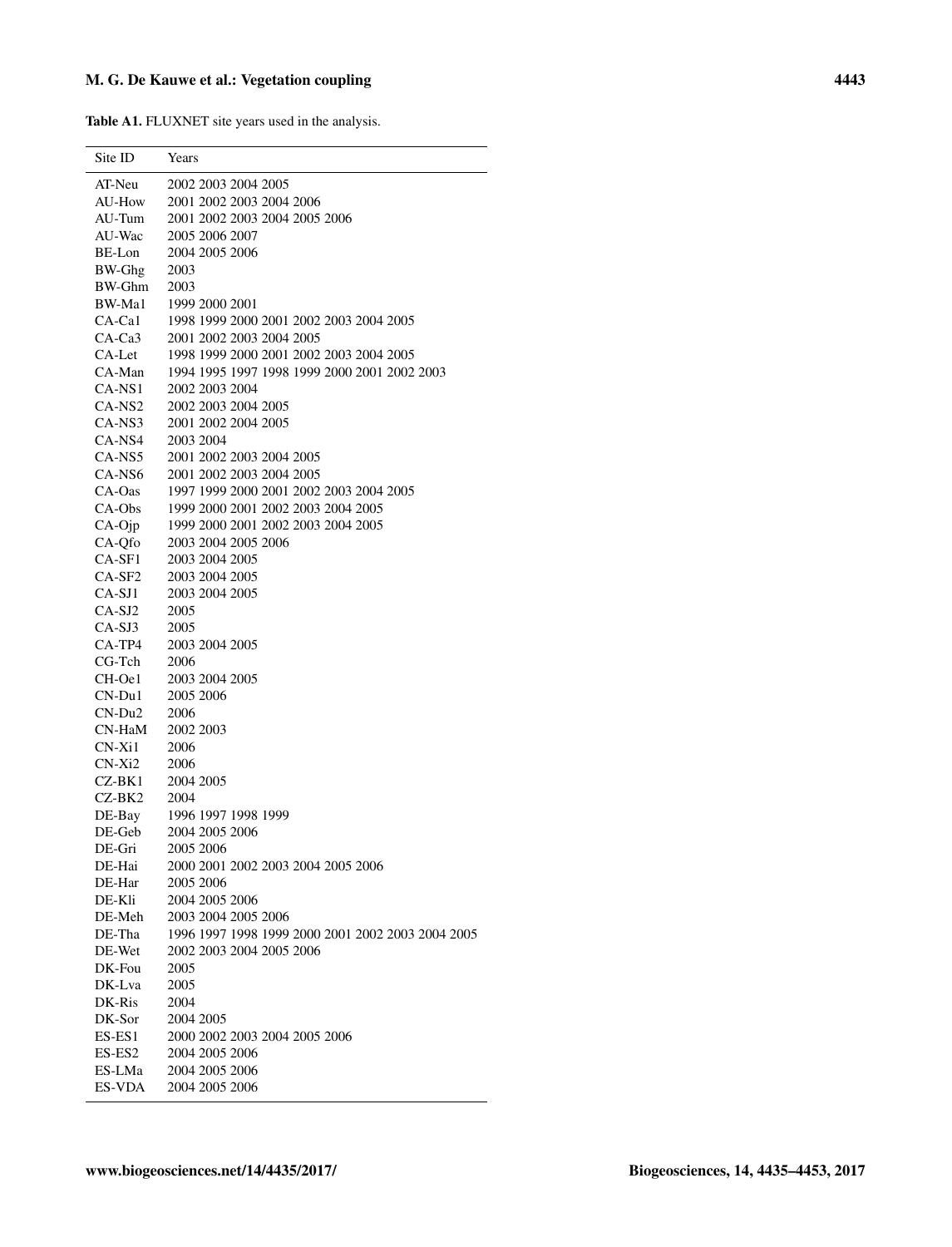**Table A1.** FLUXNET site years used in the analysis.

| Site ID | Years |
|---|---|
| AT-Neu | 2002 2003 2004 2005 |
| AU-How | 2001 2002 2003 2004 2006 |
| AU-Tum | 2001 2002 2003 2004 2005 2006 |
| AU-Wac | 2005 2006 2007 |
| BE-Lon | 2004 2005 2006 |
| BW-Ghg | 2003 |
| BW-Ghm | 2003 |
| BW-Ma1 | 1999 2000 2001 |
| CA-Ca1 | 1998 1999 2000 2001 2002 2003 2004 2005 |
| CA-Ca3 | 2001 2002 2003 2004 2005 |
| CA-Let | 1998 1999 2000 2001 2002 2003 2004 2005 |
| CA-Man | 1994 1995 1997 1998 1999 2000 2001 2002 2003 |
| CA-NS1 | 2002 2003 2004 |
| CA-NS2 | 2002 2003 2004 2005 |
| CA-NS3 | 2001 2002 2004 2005 |
| CA-NS4 | 2003 2004 |
| CA-NS5 | 2001 2002 2003 2004 2005 |
| CA-NS6 | 2001 2002 2003 2004 2005 |
| CA-Oas | 1997 1999 2000 2001 2002 2003 2004 2005 |
| CA-Obs | 1999 2000 2001 2002 2003 2004 2005 |
| CA-Ojp | 1999 2000 2001 2002 2003 2004 2005 |
| CA-Qfo | 2003 2004 2005 2006 |
| CA-SF1 | 2003 2004 2005 |
| CA-SF2 | 2003 2004 2005 |
| CA-SJ1 | 2003 2004 2005 |
| CA-SJ2 | 2005 |
| CA-SJ3 | 2005 |
| CA-TP4 | 2003 2004 2005 |
| CG-Tch | 2006 |
| CH-Oe1 | 2003 2004 2005 |
| CN-Du1 | 2005 2006 |
| CN-Du2 | 2006 |
| CN-HaM | 2002 2003 |
| CN-Xi1 | 2006 |
| CN-Xi2 | 2006 |
| CZ-BK1 | 2004 2005 |
| CZ-BK2 | 2004 |
| DE-Bay | 1996 1997 1998 1999 |
| DE-Geb | 2004 2005 2006 |
| DE-Gri | 2005 2006 |
| DE-Hai | 2000 2001 2002 2003 2004 2005 2006 |
| DE-Har | 2005 2006 |
| DE-Kli | 2004 2005 2006 |
| DE-Meh | 2003 2004 2005 2006 |
| DE-Tha | 1996 1997 1998 1999 2000 2001 2002 2003 2004 2005 |
| DE-Wet | 2002 2003 2004 2005 2006 |
| DK-Fou | 2005 |
| DK-Lva | 2005 |
| DK-Ris | 2004 |
| DK-Sor | 2004 2005 |
| ES-ES1 | 2000 2002 2003 2004 2005 2006 |
| ES-ES2 | 2004 2005 2006 |
| ES-LMa | 2004 2005 2006 |
| ES-VDA | 2004 2005 2006 |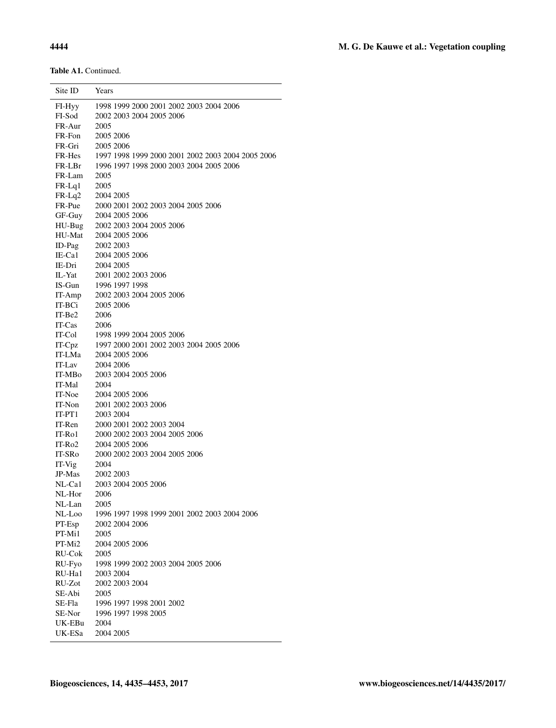**Table A1.** Continued.

| Site ID | Years |
|---|---|
| FI-Hyy | 1998 1999 2000 2001 2002 2003 2004 2006 |
| FI-Sod | 2002 2003 2004 2005 2006 |
| FR-Aur | 2005 |
| FR-Fon | 2005 2006 |
| FR-Gri | 2005 2006 |
| FR-Hes | 1997 1998 1999 2000 2001 2002 2003 2004 2005 2006 |
| FR-LBr | 1996 1997 1998 2000 2003 2004 2005 2006 |
| FR-Lam | 2005 |
| FR-Lq1 | 2005 |
| FR-Lq2 | 2004 2005 |
| FR-Pue | 2000 2001 2002 2003 2004 2005 2006 |
| GF-Guy | 2004 2005 2006 |
| HU-Bug | 2002 2003 2004 2005 2006 |
| HU-Mat | 2004 2005 2006 |
| ID-Pag | 2002 2003 |
| IE-Ca1 | 2004 2005 2006 |
| IE-Dri | 2004 2005 |
| IL-Yat | 2001 2002 2003 2006 |
| IS-Gun | 1996 1997 1998 |
| IT-Amp | 2002 2003 2004 2005 2006 |
| IT-BCi | 2005 2006 |
| IT-Be2 | 2006 |
| IT-Cas | 2006 |
| IT-Col | 1998 1999 2004 2005 2006 |
| IT-Cpz | 1997 2000 2001 2002 2003 2004 2005 2006 |
| IT-LMa | 2004 2005 2006 |
| IT-Lav | 2004 2006 |
| IT-MBo | 2003 2004 2005 2006 |
| IT-Mal | 2004 |
| IT-Noe | 2004 2005 2006 |
| IT-Non | 2001 2002 2003 2006 |
| IT-PT1 | 2003 2004 |
| IT-Ren | 2000 2001 2002 2003 2004 |
| IT-Ro1 | 2000 2002 2003 2004 2005 2006 |
| IT-Ro2 | 2004 2005 2006 |
| IT-SRo | 2000 2002 2003 2004 2005 2006 |
| IT-Vig | 2004 |
| JP-Mas | 2002 2003 |
| NL-Ca1 | 2003 2004 2005 2006 |
| NL-Hor | 2006 |
| NL-Lan | 2005 |
| NL-Loo | 1996 1997 1998 1999 2001 2002 2003 2004 2006 |
| PT-Esp | 2002 2004 2006 |
| PT-Mi1 | 2005 |
| PT-Mi2 | 2004 2005 2006 |
| RU-Cok | 2005 |
| RU-Fyo | 1998 1999 2002 2003 2004 2005 2006 |
| RU-Ha1 | 2003 2004 |
| RU-Zot | 2002 2003 2004 |
| SE-Abi | 2005 |
| SE-Fla | 1996 1997 1998 2001 2002 |
| SE-Nor | 1996 1997 1998 2005 |
| UK-EBu | 2004 |
| UK-ESa | 2004 2005 |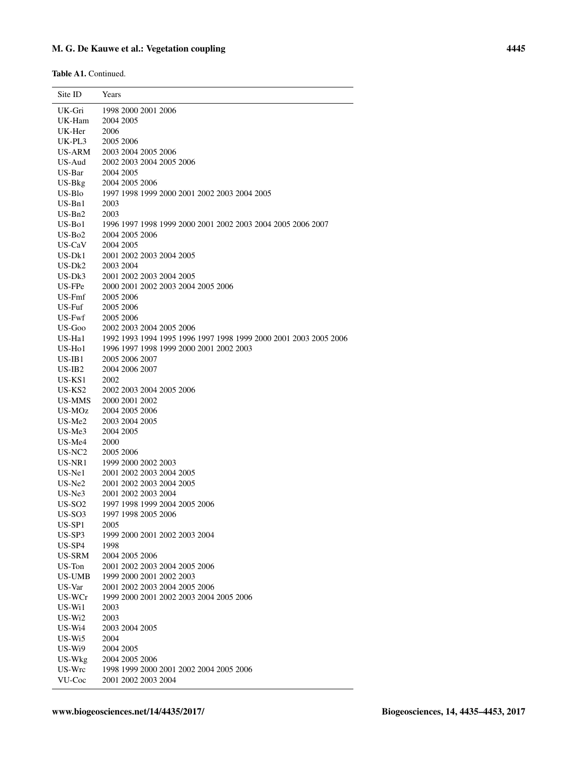**Table A1.** Continued.

| Site ID | Years |
|---|---|
| UK-Gri | 1998 2000 2001 2006 |
| UK-Ham | 2004 2005 |
| UK-Her | 2006 |
| UK-PL3 | 2005 2006 |
| US-ARM | 2003 2004 2005 2006 |
| US-Aud | 2002 2003 2004 2005 2006 |
| US-Bar | 2004 2005 |
| US-Bkg | 2004 2005 2006 |
| US-Blo | 1997 1998 1999 2000 2001 2002 2003 2004 2005 |
| US-Bn1 | 2003 |
| US-Bn2 | 2003 |
| US-Bo1 | 1996 1997 1998 1999 2000 2001 2002 2003 2004 2005 2006 2007 |
| US-Bo2 | 2004 2005 2006 |
| US-CaV | 2004 2005 |
| US-Dk1 | 2001 2002 2003 2004 2005 |
| US-Dk2 | 2003 2004 |
| US-Dk3 | 2001 2002 2003 2004 2005 |
| US-FPe | 2000 2001 2002 2003 2004 2005 2006 |
| US-Fmf | 2005 2006 |
| US-Fuf | 2005 2006 |
| US-Fwf | 2005 2006 |
| US-Goo | 2002 2003 2004 2005 2006 |
| US-Ha1 | 1992 1993 1994 1995 1996 1997 1998 1999 2000 2001 2003 2005 2006 |
| US-Ho1 | 1996 1997 1998 1999 2000 2001 2002 2003 |
| US-IB1 | 2005 2006 2007 |
| US-IB2 | 2004 2006 2007 |
| US-KS1 | 2002 |
| US-KS2 | 2002 2003 2004 2005 2006 |
| US-MMS | 2000 2001 2002 |
| US-MOz | 2004 2005 2006 |
| US-Me2 | 2003 2004 2005 |
| US-Me3 | 2004 2005 |
| US-Me4 | 2000 |
| US-NC2 | 2005 2006 |
| US-NR1 | 1999 2000 2002 2003 |
| US-Ne1 | 2001 2002 2003 2004 2005 |
| US-Ne2 | 2001 2002 2003 2004 2005 |
| US-Ne3 | 2001 2002 2003 2004 |
| US-SO2 | 1997 1998 1999 2004 2005 2006 |
| US-SO3 | 1997 1998 2005 2006 |
| US-SP1 | 2005 |
| US-SP3 | 1999 2000 2001 2002 2003 2004 |
| US-SP4 | 1998 |
| US-SRM | 2004 2005 2006 |
| US-Ton | 2001 2002 2003 2004 2005 2006 |
| US-UMB | 1999 2000 2001 2002 2003 |
| US-Var | 2001 2002 2003 2004 2005 2006 |
| US-WCr | 1999 2000 2001 2002 2003 2004 2005 2006 |
| US-Wi1 | 2003 |
| US-Wi2 | 2003 |
| US-Wi4 | 2003 2004 2005 |
| US-Wi5 | 2004 |
| US-Wi9 | 2004 2005 |
| US-Wkg | 2004 2005 2006 |
| US-Wrc | 1998 1999 2000 2001 2002 2004 2005 2006 |
| VU-Coc | 2001 2002 2003 2004 |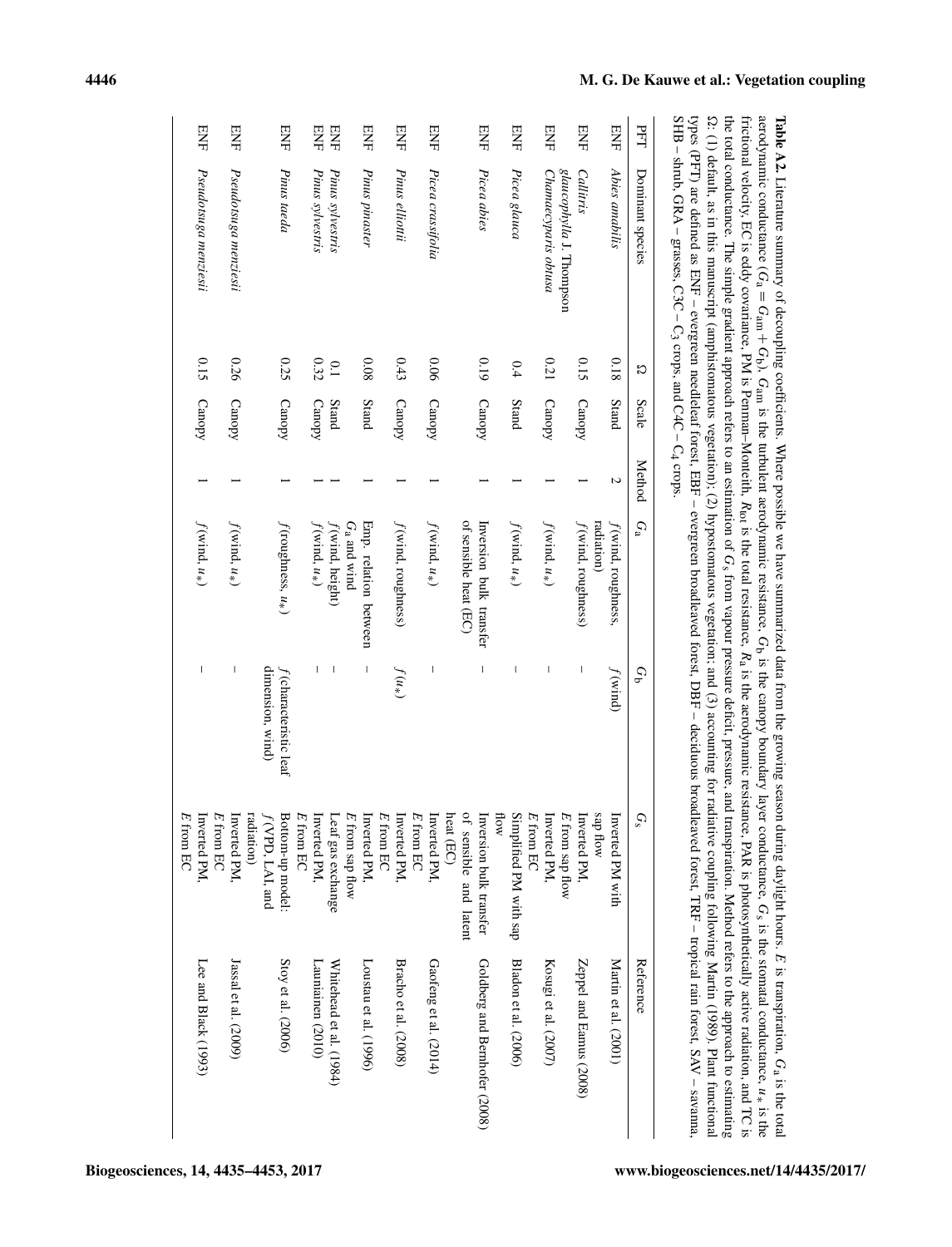**Table A2.** Literature summary of decoupling coefficients. Where possible we have summarized data from the growing season during daylight hours. $E$ is transpiration, $G_a$ is the total aerodynamic conductance ($G_a = G_{am} + G_b$), $G_{am}$ is the turbulent aerodynamic resistance, $G_b$ is the canopy boundary layer conductance, $G_s$ is the stomatal conductance, $u_*$ is the frictional velocity, EC is eddy covariance, PM is Penman–Monteith, $R_{tot}$ is the total resistance, $R_a$ is the aerodynamic resistance, PAR is photosynthetically active radiation, and TC is the total conductance. The simple gradient approach refers to an estimation of $G_s$ from vapour pressure deficit, pressure, and transpiration. Method refers to the approach to estimating Ω: (1) default, as in this manuscript (amphistomatous vegetation); (2) hypostomatous vegetation; and (3) accounting for radiative coupling following Martin (1989). Plant functional types (PFT) are defined as ENF – evergreen needleleaf forest, EBF – evergreen broadleaved forest, DBF – deciduous broadleaved forest, TRF – tropical rain forest, SAV – savanna, SHB – shrub, GRA – grasses, C3C – $C_3$ crops, and C4C – $C_4$ crops.

| PFT | Dominant species | Ω | Scale | Method | $G_a$ | $G_b$ | $G_s$ | Reference |
|---|---|---|---|---|---|---|---|---|
| ENF | *Abies amabilis* | 0.18 | Stand | 2 | $f$(wind, roughness, radiation) | $f$(wind) | Inverted PM with sap flow | Martin et al. (2001) |
| ENF | *Callitris glaucophylla* J. Thompson | 0.15 | Canopy | 1 | $f$(wind, roughness) | – | Inverted PM, $E$ from sap flow | Zeppel and Eamus (2008) |
| ENF | *Chamaecyparis obtusa* | 0.21 | Canopy | 1 | $f$(wind, $u_*$) | – | Inverted PM, $E$ from EC | Kosugi et al. (2007) |
| ENF | *Picea glauca* | 0.4 | Stand | 1 | $f$(wind, $u_*$) | – | Simplified PM with sap flow | Bladon et al. (2006) |
| ENF | *Picea abies* | 0.19 | Canopy | 1 | Inversion bulk transfer of sensible heat (EC) | – | Inversion bulk transfer of sensible and latent heat (EC) | Goldberg and Bernhofer (2008) |
| ENF | *Picea crassifolia* | 0.06 | Canopy | 1 | $f$(wind, $u_*$) | – | Inverted PM, $E$ from EC | Gaofeng et al. (2014) |
| ENF | *Pinus elliotii* | 0.43 | Canopy | 1 | $f$(wind, roughness) | $f(u_*)$ | Inverted PM, $E$ from EC | Bracho et al. (2008) |
| ENF | *Pinus pinaster* | 0.08 | Stand | 1 | Emp. relation between $G_a$ and wind | – | Inverted PM, $E$ from sap flow | Loustau et al. (1996) |
| ENF | *Pinus sylvestris* | 0.1 | Stand | 1 | $f$(wind, height) | – | Leaf gas exchange | Whitehead et al. (1984) |
| ENF | *Pinus sylvestris* | 0.32 | Canopy | 1 | $f$(wind, $u_*$) | – | Inverted PM, $E$ from EC | Launiainen (2010) |
| ENF | *Pinus taeda* | 0.25 | Canopy | 1 | $f$(roughness, $u_*$) | $f$(characteristic leaf dimension, wind) | Bottom-up model: $f$(VPD, LAI, and radiation) | Stoy et al. (2006) |
| ENF | *Pseudotsuga menziesii* | 0.26 | Canopy | 1 | $f$(wind, $u_*$) | – | Inverted PM, $E$ from EC | Jassal et al. (2009) |
| ENF | *Pseudotsuga menziesii* | 0.15 | Canopy | 1 | $f$(wind, $u_*$) | – | Inverted PM, $E$ from EC | Lee and Black (1993) |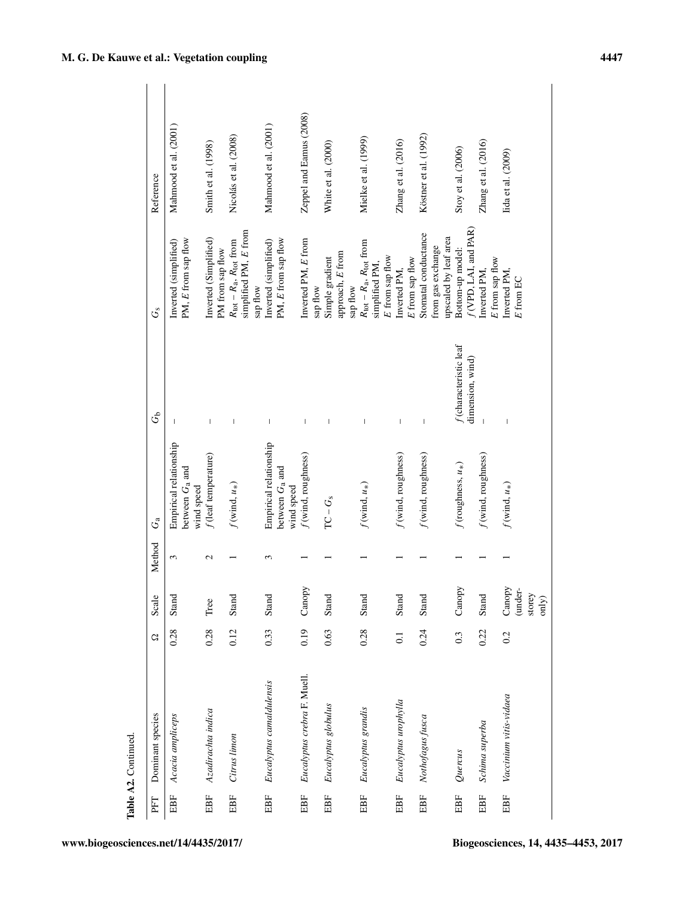**Table A2.** Continued.

| PFT | Dominant species | Ω | Scale | Method | $G_a$ | $G_b$ | $G_s$ | Reference |
|---|---|---|---|---|---|---|---|---|
| EBF | *Acacia ampliceps* | 0.28 | Stand | 3 | Empirical relationship between $G_a$ and wind speed | – | Inverted (simplified) PM, $E$ from sap flow | Mahmood et al. (2001) |
| EBF | *Azadirachta indica* | 0.28 | Tree | 2 | $f$ (leaf temperature) | – | Inverted (Simplified) PM from sap flow | Smith et al. (1998) |
| EBF | *Citrus limon* | 0.12 | Stand | 1 | $f$ (wind, $u_*$) | – | $R_{tot} - R_a$, $R_{tot}$ from simplified PM, $E$ from sap flow | Nicolás et al. (2008) |
| EBF | *Eucalyptus camaldulensis* | 0.33 | Stand | 3 | Empirical relationship between $G_a$ and wind speed | – | Inverted (simplified) PM, $E$ from sap flow | Mahmood et al. (2001) |
| EBF | *Eucalyptus crebra* F. Muell. | 0.19 | Canopy | 1 | $f$ (wind, roughness) | – | Inverted PM, $E$ from sap flow | Zeppel and Eamus (2008) |
| EBF | *Eucalyptus globulus* | 0.63 | Stand | 1 | TC – $G_s$ | – | Simple gradient approach, $E$ from sap flow | White et al. (2000) |
| EBF | *Eucalyptus grandis* | 0.28 | Stand | 1 | $f$ (wind, $u_*$) | – | $R_{tot} - R_a$, $R_{tot}$ from simplified PM, $E$ from sap flow | Mielke et al. (1999) |
| EBF | *Eucalyptus urophylla* | 0.1 | Stand | 1 | $f$ (wind, roughness) | – | Inverted PM, $E$ from sap flow | Zhang et al. (2016) |
| EBF | *Nothofagus fusca* | 0.24 | Stand | 1 | $f$ (wind, roughness) | – | Stomatal conductance from gas exchange upscaled by leaf area | Köstner et al. (1992) |
| EBF | *Quercus* | 0.3 | Canopy | 1 | $f$ (roughness, $u_*$) | $f$ (characteristic leaf dimension, wind) | Bottom-up model: $f$ (VPD, LAI, and PAR) | Stoy et al. (2006) |
| EBF | *Schima superba* | 0.22 | Stand | 1 | $f$ (wind, roughness) | – | Inverted PM, $E$ from sap flow | Zhang et al. (2016) |
| EBF | *Vaccinium vitis-vidaea* | 0.2 | Canopy (understorey only) | 1 | $f$ (wind, $u_*$) | – | Inverted PM, $E$ from EC | Iida et al. (2009) |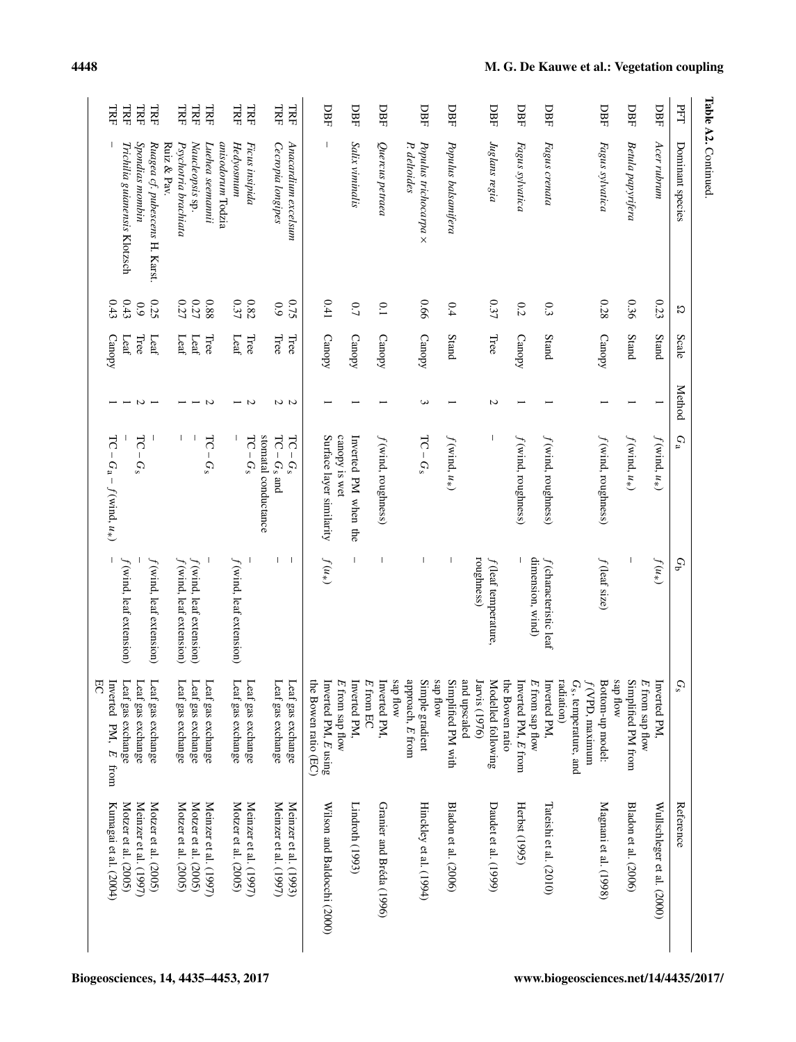**Table A2.** Continued.

| PFT | Dominant species | $\Omega$ | Scale | Method | $G_a$ | $G_b$ | $G_s$ | Reference |
|---|---|---|---|---|---|---|---|---|
| DBF | *Acer rubrum* | 0.23 | Stand | 1 | $f$(wind, $u_*$) | $f(u_*)$ | Inverted PM, $E$ from sap flow | Wullschleger et al. (2000) |
| DBF | *Betula papyrifera* | 0.36 | Stand | 1 | $f$(wind, $u_*$) | – | Simplified PM from sap flow | Bladon et al. (2006) |
| DBF | *Fagus sylvatica* | 0.28 | Canopy | 1 | $f$(wind, roughness) | $f$(leaf size) | Bottom-up model: $f$(VPD, maximum $G_s$, temperature, and radiation) | Magnani et al. (1998) |
| DBF | *Fagus crenata* | 0.3 | Stand | 1 | $f$(wind, roughness) | $f$(characteristic leaf dimension, wind) | Inverted PM, $E$ from sap flow | Tateishi et al. (2010) |
| DBF | *Fagus sylvatica* | 0.2 | Canopy | 1 | $f$(wind, roughness) | – | Inverted PM, $E$ from the Bowen ratio | Herbst (1995) |
| DBF | *Juglans regia* | 0.37 | Tree | 2 | – | $f$(leaf temperature, roughness) | Modelled following Jarvis (1976) and upscaled | Daudet et al. (1999) |
| DBF | *Populus balsamifera* | 0.4 | Stand | 1 | $f$(wind, $u_*$) | – | Simplified PM with sap flow | Bladon et al. (2006) |
| DBF | *Populus trichocarpa* × *P. deltoides* | 0.66 | Canopy | 3 | TC – $G_s$ | – | Simple gradient approach, $E$ from sap flow | Hinckley et al. (1994) |
| DBF | *Quercus petraea* | 0.1 | Canopy | 1 | $f$(wind, roughness) | – | Inverted PM, $E$ from EC | Granier and Bréda (1996) |
| DBF | *Salix viminalis* | 0.7 | Canopy | 1 | Inverted PM when the canopy is wet | – | Inverted PM, $E$ from sap flow | Lindroth (1993) |
| DBF | – | 0.41 | Canopy | 1 | Surface layer similarity | $f(u_*)$ | Inverted PM, $E$ using the Bowen ratio (EC) | Wilson and Baldocchi (2000) |
| TRF | *Anacardium excelsum* | 0.75 | Tree | 2 | TC – $G_s$ | – | Leaf gas exchange | Meinzer et al. (1993) |
| TRF | *Cecropia longipes* | 0.9 | Tree | 2 | TC – $G_s$ and stomatal conductance | – | Leaf gas exchange | Meinzer et al. (1997) |
| TRF | *Ficus insipida* | 0.82 | Tree | 2 | TC – $G_s$ | – | Leaf gas exchange | Meinzer et al. (1997) |
| TRF | *Hedyosmum anisodorum* Todzia | 0.37 | Leaf | 1 | – | $f$(wind, leaf extension) | Leaf gas exchange | Motzer et al. (2005) |
| TRF | *Luehea seemannii* | 0.88 | Tree | 2 | TC – $G_s$ | – | Leaf gas exchange | Meinzer et al. (1997) |
| TRF | *Naucleopsis* sp. | 0.27 | Leaf | 1 | – | $f$(wind, leaf extension) | Leaf gas exchange | Motzer et al. (2005) |
| TRF | *Psychotria brachiata* | 0.27 | Leaf | 1 | – | $f$(wind, leaf extension) | Leaf gas exchange | Motzer et al. (2005) |
| TRF | *Ruagea* cf. *pubescens* H. Karst. Ruiz & Pav. | 0.25 | Leaf | 1 | – | $f$(wind, leaf extension) | Leaf gas exchange | Motzer et al. (2005) |
| TRF | *Spondias mombin* | 0.9 | Tree | 2 | TC – $G_s$ | – | Leaf gas exchange | Meinzer et al. (1997) |
| TRF | *Trichilia guianensis* Klotzsch | 0.43 | Leaf | 1 | – | $f$(wind, leaf extension) | Leaf gas exchange | Motzer et al. (2005) |
| TRF | – | 0.43 | Canopy | 1 | TC – $G_a$ – $f$(wind, $u_*$) | – | Inverted PM, $E$ from EC | Kumagai et al. (2004) |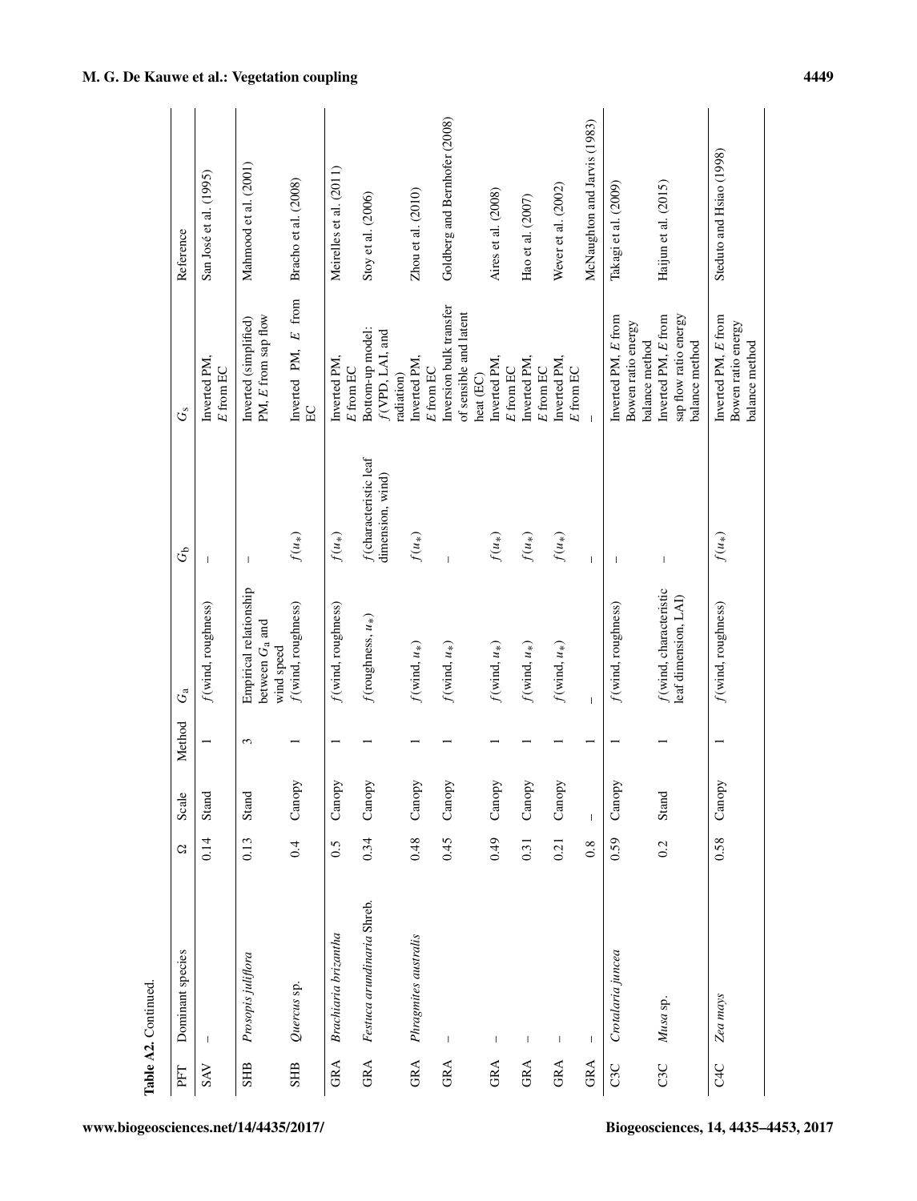**Table A2.** Continued.

| PFT | Dominant species | Ω | Scale | Method | $G_a$ | $G_b$ | $G_s$ | Reference |
|---|---|---|---|---|---|---|---|---|
| SAV | – | 0.14 | Stand | 1 | $f$(wind, roughness) | – | Inverted PM, $E$ from EC | San José et al. (1995) |
| SHB | *Prosopis juliflora* | 0.13 | Stand | 3 | Empirical relationship between $G_a$ and wind speed | – | Inverted (simplified) PM, $E$ from sap flow | Mahmood et al. (2001) |
| SHB | *Quercus* sp. | 0.4 | Canopy | 1 | $f$(wind, roughness) | $f(u_*)$ | Inverted PM, $E$ from EC | Bracho et al. (2008) |
| GRA | *Brachiaria brizantha* | 0.5 | Canopy | 1 | $f$(wind, roughness) | $f(u_*)$ | Inverted PM, $E$ from EC | Meirelles et al. (2011) |
| GRA | *Festuca arundinaria* Shreb. | 0.34 | Canopy | 1 | $f$(roughness, $u_*$) | $f$(characteristic leaf dimension, wind) | Bottom-up model: $f$(VPD, LAI, and radiation) | Stoy et al. (2006) |
| GRA | *Phragmites australis* | 0.48 | Canopy | 1 | $f$(wind, $u_*$) | $f(u_*)$ | Inverted PM, $E$ from EC | Zhou et al. (2010) |
| GRA | – | 0.45 | Canopy | 1 | $f$(wind, $u_*$) | – | Inversion bulk transfer of sensible and latent heat (EC) | Goldberg and Bernhofer (2008) |
| GRA | – | 0.49 | Canopy | 1 | $f$(wind, $u_*$) | $f(u_*)$ | Inverted PM, $E$ from EC | Aires et al. (2008) |
| GRA | – | 0.31 | Canopy | 1 | $f$(wind, $u_*$) | $f(u_*)$ | Inverted PM, $E$ from EC | Hao et al. (2007) |
| GRA | – | 0.21 | Canopy | 1 | $f$(wind, $u_*$) | $f(u_*)$ | Inverted PM, $E$ from EC | Wever et al. (2002) |
| GRA | – | 0.8 | – | 1 | – | – | – | McNaughton and Jarvis (1983) |
| C3C | *Crotalaria juncea* | 0.59 | Canopy | 1 | $f$(wind, roughness) | – | Inverted PM, $E$ from Bowen ratio energy balance method | Takagi et al. (2009) |
| C3C | *Musa* sp. | 0.2 | Stand | 1 | $f$(wind, characteristic leaf dimension, LAI) | – | Inverted PM, $E$ from sap flow ratio energy balance method | Haijun et al. (2015) |
| C4C | *Zea mays* | 0.58 | Canopy | 1 | $f$(wind, roughness) | $f(u_*)$ | Inverted PM, $E$ from Bowen ratio energy balance method | Steduto and Hsiao (1998) |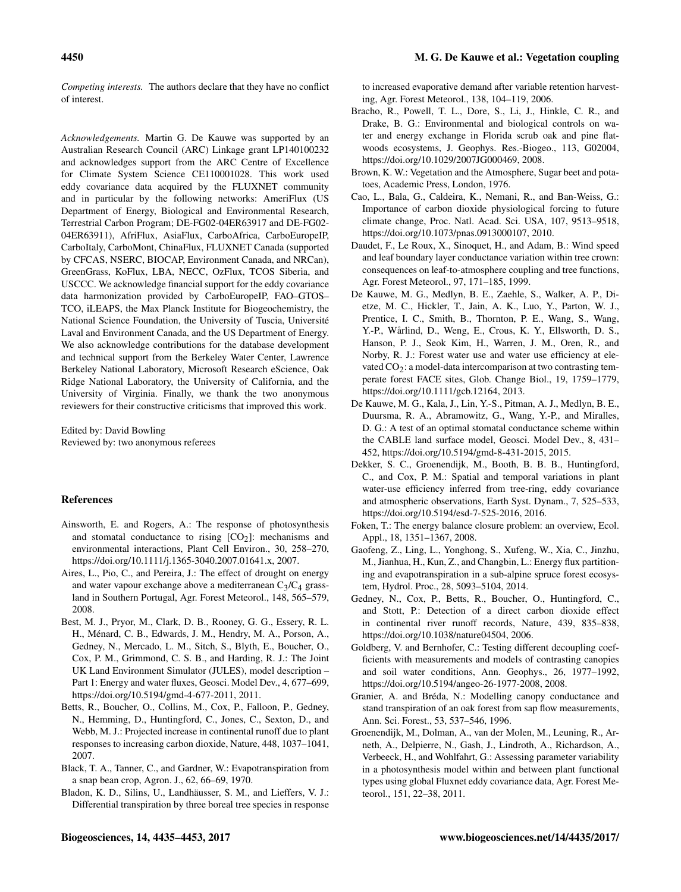*Competing interests.* The authors declare that they have no conflict of interest.

*Acknowledgements.* Martin G. De Kauwe was supported by an Australian Research Council (ARC) Linkage grant LP140100232 and acknowledges support from the ARC Centre of Excellence for Climate System Science CE110001028. This work used eddy covariance data acquired by the FLUXNET community and in particular by the following networks: AmeriFlux (US Department of Energy, Biological and Environmental Research, Terrestrial Carbon Program; DE-FG02-04ER63917 and DE-FG02-04ER63911), AfriFlux, AsiaFlux, CarboAfrica, CarboEuropeIP, CarboItaly, CarboMont, ChinaFlux, FLUXNET Canada (supported by CFCAS, NSERC, BIOCAP, Environment Canada, and NRCan), GreenGrass, KoFlux, LBA, NECC, OzFlux, TCOS Siberia, and USCCC. We acknowledge financial support for the eddy covariance data harmonization provided by CarboEuropeIP, FAO–GTOS–TCO, iLEAPS, the Max Planck Institute for Biogeochemistry, the National Science Foundation, the University of Tuscia, Université Laval and Environment Canada, and the US Department of Energy. We also acknowledge contributions for the database development and technical support from the Berkeley Water Center, Lawrence Berkeley National Laboratory, Microsoft Research eScience, Oak Ridge National Laboratory, the University of California, and the University of Virginia. Finally, we thank the two anonymous reviewers for their constructive criticisms that improved this work.

Edited by: David Bowling
Reviewed by: two anonymous referees

## References

Ainsworth, E. and Rogers, A.: The response of photosynthesis and stomatal conductance to rising [$CO_2$]: mechanisms and environmental interactions, Plant Cell Environ., 30, 258–270, https://doi.org/10.1111/j.1365-3040.2007.01641.x, 2007.

Aires, L., Pio, C., and Pereira, J.: The effect of drought on energy and water vapour exchange above a mediterranean $C_3$/$C_4$ grassland in Southern Portugal, Agr. Forest Meteorol., 148, 565–579, 2008.

Best, M. J., Pryor, M., Clark, D. B., Rooney, G. G., Essery, R. L. H., Ménard, C. B., Edwards, J. M., Hendry, M. A., Porson, A., Gedney, N., Mercado, L. M., Sitch, S., Blyth, E., Boucher, O., Cox, P. M., Grimmond, C. S. B., and Harding, R. J.: The Joint UK Land Environment Simulator (JULES), model description – Part 1: Energy and water fluxes, Geosci. Model Dev., 4, 677–699, https://doi.org/10.5194/gmd-4-677-2011, 2011.

Betts, R., Boucher, O., Collins, M., Cox, P., Falloon, P., Gedney, N., Hemming, D., Huntingford, C., Jones, C., Sexton, D., and Webb, M. J.: Projected increase in continental runoff due to plant responses to increasing carbon dioxide, Nature, 448, 1037–1041, 2007.

Black, T. A., Tanner, C., and Gardner, W.: Evapotranspiration from a snap bean crop, Agron. J., 62, 66–69, 1970.

Bladon, K. D., Silins, U., Landhäusser, S. M., and Lieffers, V. J.: Differential transpiration by three boreal tree species in response to increased evaporative demand after variable retention harvesting, Agr. Forest Meteorol., 138, 104–119, 2006.

Bracho, R., Powell, T. L., Dore, S., Li, J., Hinkle, C. R., and Drake, B. G.: Environmental and biological controls on water and energy exchange in Florida scrub oak and pine flatwoods ecosystems, J. Geophys. Res.-Biogeo., 113, G02004, https://doi.org/10.1029/2007JG000469, 2008.

Brown, K. W.: Vegetation and the Atmosphere, Sugar beet and potatoes, Academic Press, London, 1976.

Cao, L., Bala, G., Caldeira, K., Nemani, R., and Ban-Weiss, G.: Importance of carbon dioxide physiological forcing to future climate change, Proc. Natl. Acad. Sci. USA, 107, 9513–9518, https://doi.org/10.1073/pnas.0913000107, 2010.

Daudet, F., Le Roux, X., Sinoquet, H., and Adam, B.: Wind speed and leaf boundary layer conductance variation within tree crown: consequences on leaf-to-atmosphere coupling and tree functions, Agr. Forest Meteorol., 97, 171–185, 1999.

De Kauwe, M. G., Medlyn, B. E., Zaehle, S., Walker, A. P., Dietze, M. C., Hickler, T., Jain, A. K., Luo, Y., Parton, W. J., Prentice, I. C., Smith, B., Thornton, P. E., Wang, S., Wang, Y.-P., Wårlind, D., Weng, E., Crous, K. Y., Ellsworth, D. S., Hanson, P. J., Seok Kim, H., Warren, J. M., Oren, R., and Norby, R. J.: Forest water use and water use efficiency at elevated $CO_2$: a model-data intercomparison at two contrasting temperate forest FACE sites, Glob. Change Biol., 19, 1759–1779, https://doi.org/10.1111/gcb.12164, 2013.

De Kauwe, M. G., Kala, J., Lin, Y.-S., Pitman, A. J., Medlyn, B. E., Duursma, R. A., Abramowitz, G., Wang, Y.-P., and Miralles, D. G.: A test of an optimal stomatal conductance scheme within the CABLE land surface model, Geosci. Model Dev., 8, 431–452, https://doi.org/10.5194/gmd-8-431-2015, 2015.

Dekker, S. C., Groenendijk, M., Booth, B. B. B., Huntingford, C., and Cox, P. M.: Spatial and temporal variations in plant water-use efficiency inferred from tree-ring, eddy covariance and atmospheric observations, Earth Syst. Dynam., 7, 525–533, https://doi.org/10.5194/esd-7-525-2016, 2016.

Foken, T.: The energy balance closure problem: an overview, Ecol. Appl., 18, 1351–1367, 2008.

Gaofeng, Z., Ling, L., Yonghong, S., Xufeng, W., Xia, C., Jinzhu, M., Jianhua, H., Kun, Z., and Changbin, L.: Energy flux partitioning and evapotranspiration in a sub-alpine spruce forest ecosystem, Hydrol. Proc., 28, 5093–5104, 2014.

Gedney, N., Cox, P., Betts, R., Boucher, O., Huntingford, C., and Stott, P.: Detection of a direct carbon dioxide effect in continental river runoff records, Nature, 439, 835–838, https://doi.org/10.1038/nature04504, 2006.

Goldberg, V. and Bernhofer, C.: Testing different decoupling coefficients with measurements and models of contrasting canopies and soil water conditions, Ann. Geophys., 26, 1977–1992, https://doi.org/10.5194/angeo-26-1977-2008, 2008.

Granier, A. and Bréda, N.: Modelling canopy conductance and stand transpiration of an oak forest from sap flow measurements, Ann. Sci. Forest., 53, 537–546, 1996.

Groenendijk, M., Dolman, A., van der Molen, M., Leuning, R., Arneth, A., Delpierre, N., Gash, J., Lindroth, A., Richardson, A., Verbeeck, H., and Wohlfahrt, G.: Assessing parameter variability in a photosynthesis model within and between plant functional types using global Fluxnet eddy covariance data, Agr. Forest Meteorol., 151, 22–38, 2011.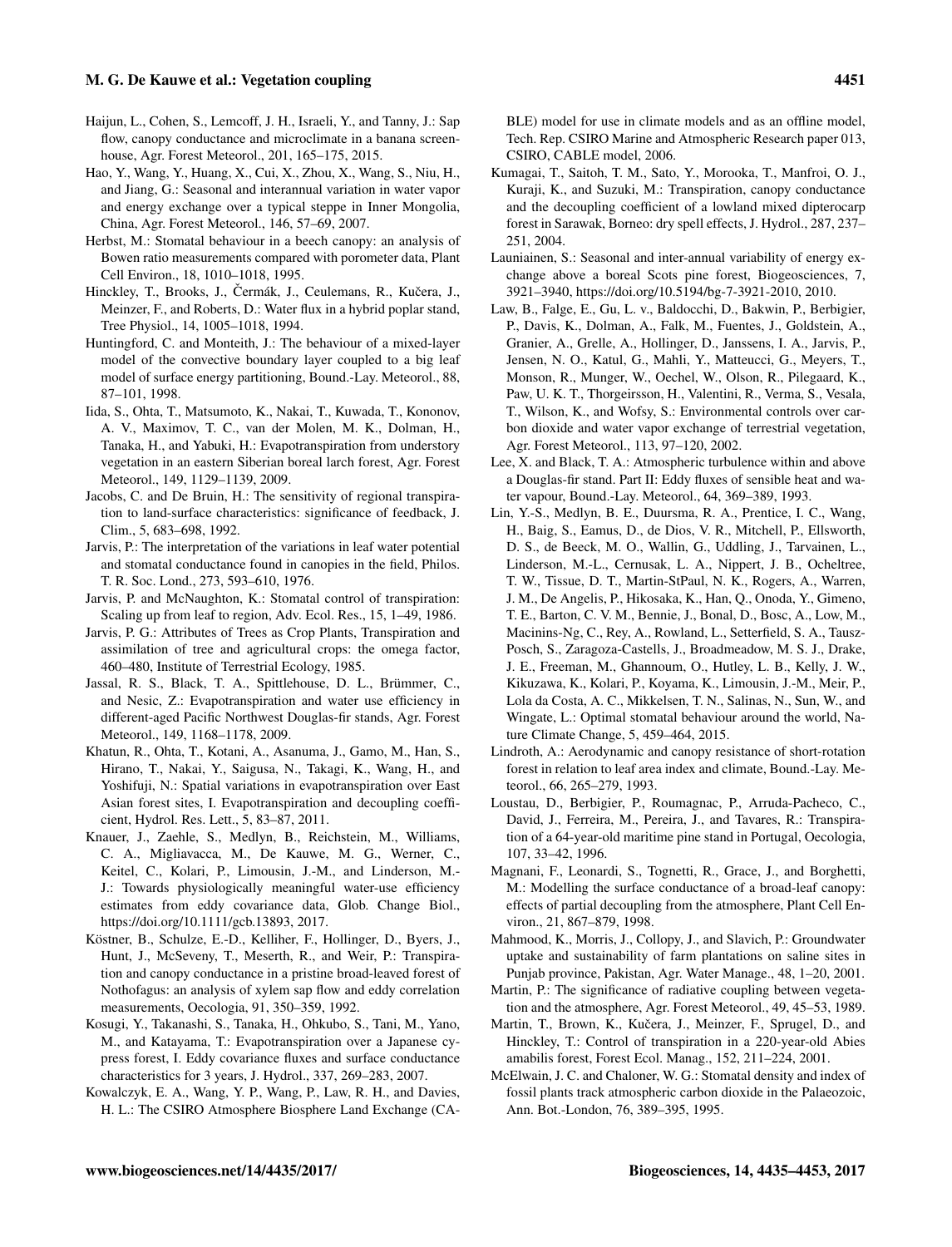Haijun, L., Cohen, S., Lemcoff, J. H., Israeli, Y., and Tanny, J.: Sap flow, canopy conductance and microclimate in a banana screenhouse, Agr. Forest Meteorol., 201, 165–175, 2015.

Hao, Y., Wang, Y., Huang, X., Cui, X., Zhou, X., Wang, S., Niu, H., and Jiang, G.: Seasonal and interannual variation in water vapor and energy exchange over a typical steppe in Inner Mongolia, China, Agr. Forest Meteorol., 146, 57–69, 2007.

Herbst, M.: Stomatal behaviour in a beech canopy: an analysis of Bowen ratio measurements compared with porometer data, Plant Cell Environ., 18, 1010–1018, 1995.

Hinckley, T., Brooks, J., Čermák, J., Ceulemans, R., Kučera, J., Meinzer, F., and Roberts, D.: Water flux in a hybrid poplar stand, Tree Physiol., 14, 1005–1018, 1994.

Huntingford, C. and Monteith, J.: The behaviour of a mixed-layer model of the convective boundary layer coupled to a big leaf model of surface energy partitioning, Bound.-Lay. Meteorol., 88, 87–101, 1998.

Iida, S., Ohta, T., Matsumoto, K., Nakai, T., Kuwada, T., Kononov, A. V., Maximov, T. C., van der Molen, M. K., Dolman, H., Tanaka, H., and Yabuki, H.: Evapotranspiration from understory vegetation in an eastern Siberian boreal larch forest, Agr. Forest Meteorol., 149, 1129–1139, 2009.

Jacobs, C. and De Bruin, H.: The sensitivity of regional transpiration to land-surface characteristics: significance of feedback, J. Clim., 5, 683–698, 1992.

Jarvis, P.: The interpretation of the variations in leaf water potential and stomatal conductance found in canopies in the field, Philos. T. R. Soc. Lond., 273, 593–610, 1976.

Jarvis, P. and McNaughton, K.: Stomatal control of transpiration: Scaling up from leaf to region, Adv. Ecol. Res., 15, 1–49, 1986.

Jarvis, P. G.: Attributes of Trees as Crop Plants, Transpiration and assimilation of tree and agricultural crops: the omega factor, 460–480, Institute of Terrestrial Ecology, 1985.

Jassal, R. S., Black, T. A., Spittlehouse, D. L., Brümmer, C., and Nesic, Z.: Evapotranspiration and water use efficiency in different-aged Pacific Northwest Douglas-fir stands, Agr. Forest Meteorol., 149, 1168–1178, 2009.

Khatun, R., Ohta, T., Kotani, A., Asanuma, J., Gamo, M., Han, S., Hirano, T., Nakai, Y., Saigusa, N., Takagi, K., Wang, H., and Yoshifuji, N.: Spatial variations in evapotranspiration over East Asian forest sites, I. Evapotranspiration and decoupling coefficient, Hydrol. Res. Lett., 5, 83–87, 2011.

Knauer, J., Zaehle, S., Medlyn, B., Reichstein, M., Williams, C. A., Migliavacca, M., De Kauwe, M. G., Werner, C., Keitel, C., Kolari, P., Limousin, J.-M., and Linderson, M.-J.: Towards physiologically meaningful water-use efficiency estimates from eddy covariance data, Glob. Change Biol., https://doi.org/10.1111/gcb.13893, 2017.

Köstner, B., Schulze, E.-D., Kelliher, F., Hollinger, D., Byers, J., Hunt, J., McSeveny, T., Meserth, R., and Weir, P.: Transpiration and canopy conductance in a pristine broad-leaved forest of Nothofagus: an analysis of xylem sap flow and eddy correlation measurements, Oecologia, 91, 350–359, 1992.

Kosugi, Y., Takanashi, S., Tanaka, H., Ohkubo, S., Tani, M., Yano, M., and Katayama, T.: Evapotranspiration over a Japanese cypress forest, I. Eddy covariance fluxes and surface conductance characteristics for 3 years, J. Hydrol., 337, 269–283, 2007.

Kowalczyk, E. A., Wang, Y. P., Wang, P., Law, R. H., and Davies, H. L.: The CSIRO Atmosphere Biosphere Land Exchange (CABLE) model for use in climate models and as an offline model, Tech. Rep. CSIRO Marine and Atmospheric Research paper 013, CSIRO, CABLE model, 2006.

Kumagai, T., Saitoh, T. M., Sato, Y., Morooka, T., Manfroi, O. J., Kuraji, K., and Suzuki, M.: Transpiration, canopy conductance and the decoupling coefficient of a lowland mixed dipterocarp forest in Sarawak, Borneo: dry spell effects, J. Hydrol., 287, 237–251, 2004.

Launiainen, S.: Seasonal and inter-annual variability of energy exchange above a boreal Scots pine forest, Biogeosciences, 7, 3921–3940, https://doi.org/10.5194/bg-7-3921-2010, 2010.

Law, B., Falge, E., Gu, L. v., Baldocchi, D., Bakwin, P., Berbigier, P., Davis, K., Dolman, A., Falk, M., Fuentes, J., Goldstein, A., Granier, A., Grelle, A., Hollinger, D., Janssens, I. A., Jarvis, P., Jensen, N. O., Katul, G., Mahli, Y., Matteucci, G., Meyers, T., Monson, R., Munger, W., Oechel, W., Olson, R., Pilegaard, K., Paw, U. K. T., Thorgeirsson, H., Valentini, R., Verma, S., Vesala, T., Wilson, K., and Wofsy, S.: Environmental controls over carbon dioxide and water vapor exchange of terrestrial vegetation, Agr. Forest Meteorol., 113, 97–120, 2002.

Lee, X. and Black, T. A.: Atmospheric turbulence within and above a Douglas-fir stand. Part II: Eddy fluxes of sensible heat and water vapour, Bound.-Lay. Meteorol., 64, 369–389, 1993.

Lin, Y.-S., Medlyn, B. E., Duursma, R. A., Prentice, I. C., Wang, H., Baig, S., Eamus, D., de Dios, V. R., Mitchell, P., Ellsworth, D. S., de Beeck, M. O., Wallin, G., Uddling, J., Tarvainen, L., Linderson, M.-L., Cernusak, L. A., Nippert, J. B., Ocheltree, T. W., Tissue, D. T., Martin-StPaul, N. K., Rogers, A., Warren, J. M., De Angelis, P., Hikosaka, K., Han, Q., Onoda, Y., Gimeno, T. E., Barton, C. V. M., Bennie, J., Bonal, D., Bosc, A., Low, M., Macinins-Ng, C., Rey, A., Rowland, L., Setterfield, S. A., Tausz-Posch, S., Zaragoza-Castells, J., Broadmeadow, M. S. J., Drake, J. E., Freeman, M., Ghannoum, O., Hutley, L. B., Kelly, J. W., Kikuzawa, K., Kolari, P., Koyama, K., Limousin, J.-M., Meir, P., Lola da Costa, A. C., Mikkelsen, T. N., Salinas, N., Sun, W., and Wingate, L.: Optimal stomatal behaviour around the world, Nature Climate Change, 5, 459–464, 2015.

Lindroth, A.: Aerodynamic and canopy resistance of short-rotation forest in relation to leaf area index and climate, Bound.-Lay. Meteorol., 66, 265–279, 1993.

Loustau, D., Berbigier, P., Roumagnac, P., Arruda-Pacheco, C., David, J., Ferreira, M., Pereira, J., and Tavares, R.: Transpiration of a 64-year-old maritime pine stand in Portugal, Oecologia, 107, 33–42, 1996.

Magnani, F., Leonardi, S., Tognetti, R., Grace, J., and Borghetti, M.: Modelling the surface conductance of a broad-leaf canopy: effects of partial decoupling from the atmosphere, Plant Cell Environ., 21, 867–879, 1998.

Mahmood, K., Morris, J., Collopy, J., and Slavich, P.: Groundwater uptake and sustainability of farm plantations on saline sites in Punjab province, Pakistan, Agr. Water Manage., 48, 1–20, 2001.

Martin, P.: The significance of radiative coupling between vegetation and the atmosphere, Agr. Forest Meteorol., 49, 45–53, 1989.

Martin, T., Brown, K., Kučera, J., Meinzer, F., Sprugel, D., and Hinckley, T.: Control of transpiration in a 220-year-old Abies amabilis forest, Forest Ecol. Manag., 152, 211–224, 2001.

McElwain, J. C. and Chaloner, W. G.: Stomatal density and index of fossil plants track atmospheric carbon dioxide in the Palaeozoic, Ann. Bot.-London, 76, 389–395, 1995.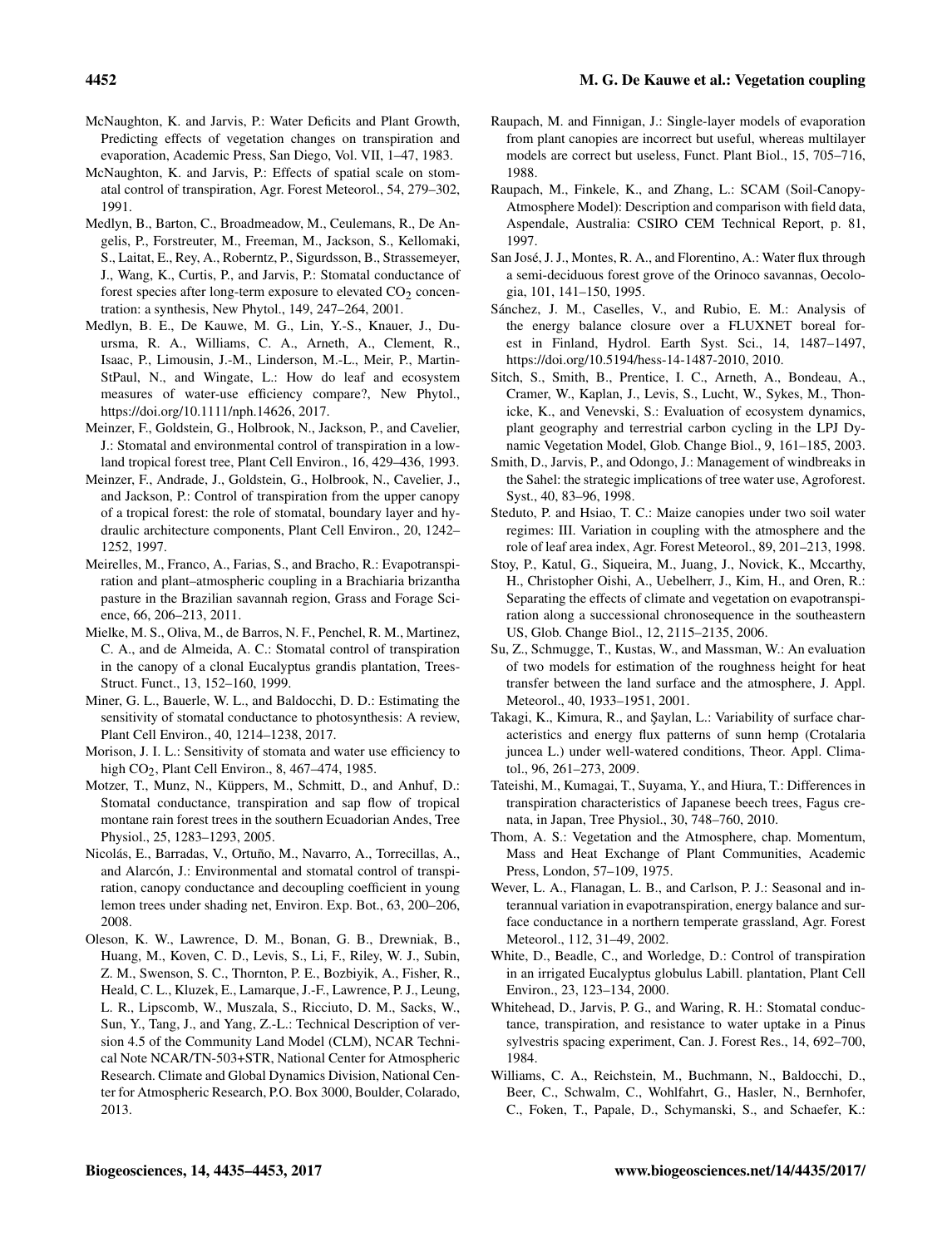McNaughton, K. and Jarvis, P.: Water Deficits and Plant Growth, Predicting effects of vegetation changes on transpiration and evaporation, Academic Press, San Diego, Vol. VII, 1–47, 1983.

McNaughton, K. and Jarvis, P.: Effects of spatial scale on stomatal control of transpiration, Agr. Forest Meteorol., 54, 279–302, 1991.

Medlyn, B., Barton, C., Broadmeadow, M., Ceulemans, R., De Angelis, P., Forstreuter, M., Freeman, M., Jackson, S., Kellomaki, S., Laitat, E., Rey, A., Roberntz, P., Sigurdsson, B., Strassemeyer, J., Wang, K., Curtis, P., and Jarvis, P.: Stomatal conductance of forest species after long-term exposure to elevated $CO_2$ concentration: a synthesis, New Phytol., 149, 247–264, 2001.

Medlyn, B. E., De Kauwe, M. G., Lin, Y.-S., Knauer, J., Duursma, R. A., Williams, C. A., Arneth, A., Clement, R., Isaac, P., Limousin, J.-M., Linderson, M.-L., Meir, P., Martin-StPaul, N., and Wingate, L.: How do leaf and ecosystem measures of water-use efficiency compare?, New Phytol., https://doi.org/10.1111/nph.14626, 2017.

Meinzer, F., Goldstein, G., Holbrook, N., Jackson, P., and Cavelier, J.: Stomatal and environmental control of transpiration in a lowland tropical forest tree, Plant Cell Environ., 16, 429–436, 1993.

Meinzer, F., Andrade, J., Goldstein, G., Holbrook, N., Cavelier, J., and Jackson, P.: Control of transpiration from the upper canopy of a tropical forest: the role of stomatal, boundary layer and hydraulic architecture components, Plant Cell Environ., 20, 1242–1252, 1997.

Meirelles, M., Franco, A., Farias, S., and Bracho, R.: Evapotranspiration and plant–atmospheric coupling in a Brachiaria brizantha pasture in the Brazilian savannah region, Grass and Forage Science, 66, 206–213, 2011.

Mielke, M. S., Oliva, M., de Barros, N. F., Penchel, R. M., Martinez, C. A., and de Almeida, A. C.: Stomatal control of transpiration in the canopy of a clonal Eucalyptus grandis plantation, Trees-Struct. Funct., 13, 152–160, 1999.

Miner, G. L., Bauerle, W. L., and Baldocchi, D. D.: Estimating the sensitivity of stomatal conductance to photosynthesis: A review, Plant Cell Environ., 40, 1214–1238, 2017.

Morison, J. I. L.: Sensitivity of stomata and water use efficiency to high $CO_2$, Plant Cell Environ., 8, 467–474, 1985.

Motzer, T., Munz, N., Küppers, M., Schmitt, D., and Anhuf, D.: Stomatal conductance, transpiration and sap flow of tropical montane rain forest trees in the southern Ecuadorian Andes, Tree Physiol., 25, 1283–1293, 2005.

Nicolás, E., Barradas, V., Ortuño, M., Navarro, A., Torrecillas, A., and Alarcón, J.: Environmental and stomatal control of transpiration, canopy conductance and decoupling coefficient in young lemon trees under shading net, Environ. Exp. Bot., 63, 200–206, 2008.

Oleson, K. W., Lawrence, D. M., Bonan, G. B., Drewniak, B., Huang, M., Koven, C. D., Levis, S., Li, F., Riley, W. J., Subin, Z. M., Swenson, S. C., Thornton, P. E., Bozbiyik, A., Fisher, R., Heald, C. L., Kluzek, E., Lamarque, J.-F., Lawrence, P. J., Leung, L. R., Lipscomb, W., Muszala, S., Ricciuto, D. M., Sacks, W., Sun, Y., Tang, J., and Yang, Z.-L.: Technical Description of version 4.5 of the Community Land Model (CLM), NCAR Technical Note NCAR/TN-503+STR, National Center for Atmospheric Research. Climate and Global Dynamics Division, National Center for Atmospheric Research, P.O. Box 3000, Boulder, Colorado, 2013.

Raupach, M. and Finnigan, J.: Single-layer models of evaporation from plant canopies are incorrect but useful, whereas multilayer models are correct but useless, Funct. Plant Biol., 15, 705–716, 1988.

Raupach, M., Finkele, K., and Zhang, L.: SCAM (Soil-Canopy-Atmosphere Model): Description and comparison with field data, Aspendale, Australia: CSIRO CEM Technical Report, p. 81, 1997.

San José, J. J., Montes, R. A., and Florentino, A.: Water flux through a semi-deciduous forest grove of the Orinoco savannas, Oecologia, 101, 141–150, 1995.

Sánchez, J. M., Caselles, V., and Rubio, E. M.: Analysis of the energy balance closure over a FLUXNET boreal forest in Finland, Hydrol. Earth Syst. Sci., 14, 1487–1497, https://doi.org/10.5194/hess-14-1487-2010, 2010.

Sitch, S., Smith, B., Prentice, I. C., Arneth, A., Bondeau, A., Cramer, W., Kaplan, J., Levis, S., Lucht, W., Sykes, M., Thonicke, K., and Venevski, S.: Evaluation of ecosystem dynamics, plant geography and terrestrial carbon cycling in the LPJ Dynamic Vegetation Model, Glob. Change Biol., 9, 161–185, 2003.

Smith, D., Jarvis, P., and Odongo, J.: Management of windbreaks in the Sahel: the strategic implications of tree water use, Agroforest. Syst., 40, 83–96, 1998.

Steduto, P. and Hsiao, T. C.: Maize canopies under two soil water regimes: III. Variation in coupling with the atmosphere and the role of leaf area index, Agr. Forest Meteorol., 89, 201–213, 1998.

Stoy, P., Katul, G., Siqueira, M., Juang, J., Novick, K., Mccarthy, H., Christopher Oishi, A., Uebelherr, J., Kim, H., and Oren, R.: Separating the effects of climate and vegetation on evapotranspiration along a successional chronosequence in the southeastern US, Glob. Change Biol., 12, 2115–2135, 2006.

Su, Z., Schmugge, T., Kustas, W., and Massman, W.: An evaluation of two models for estimation of the roughness height for heat transfer between the land surface and the atmosphere, J. Appl. Meteorol., 40, 1933–1951, 2001.

Takagi, K., Kimura, R., and Şaylan, L.: Variability of surface characteristics and energy flux patterns of sunn hemp (Crotalaria juncea L.) under well-watered conditions, Theor. Appl. Climatol., 96, 261–273, 2009.

Tateishi, M., Kumagai, T., Suyama, Y., and Hiura, T.: Differences in transpiration characteristics of Japanese beech trees, Fagus crenata, in Japan, Tree Physiol., 30, 748–760, 2010.

Thom, A. S.: Vegetation and the Atmosphere, chap. Momentum, Mass and Heat Exchange of Plant Communities, Academic Press, London, 57–109, 1975.

Wever, L. A., Flanagan, L. B., and Carlson, P. J.: Seasonal and interannual variation in evapotranspiration, energy balance and surface conductance in a northern temperate grassland, Agr. Forest Meteorol., 112, 31–49, 2002.

White, D., Beadle, C., and Worledge, D.: Control of transpiration in an irrigated Eucalyptus globulus Labill. plantation, Plant Cell Environ., 23, 123–134, 2000.

Whitehead, D., Jarvis, P. G., and Waring, R. H.: Stomatal conductance, transpiration, and resistance to water uptake in a Pinus sylvestris spacing experiment, Can. J. Forest Res., 14, 692–700, 1984.

Williams, C. A., Reichstein, M., Buchmann, N., Baldocchi, D., Beer, C., Schwalm, C., Wohlfahrt, G., Hasler, N., Bernhofer, C., Foken, T., Papale, D., Schymanski, S., and Schaefer, K.: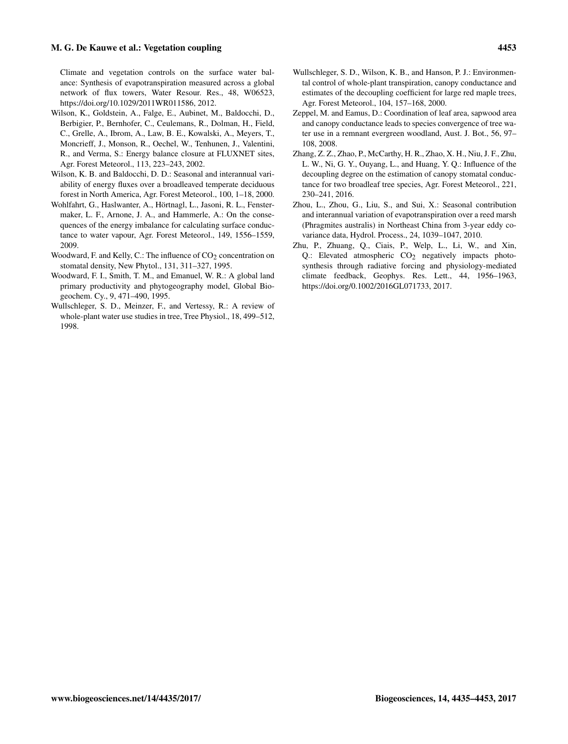Climate and vegetation controls on the surface water balance: Synthesis of evapotranspiration measured across a global network of flux towers, Water Resour. Res., 48, W06523, https://doi.org/10.1029/2011WR011586, 2012.

Wilson, K., Goldstein, A., Falge, E., Aubinet, M., Baldocchi, D., Berbigier, P., Bernhofer, C., Ceulemans, R., Dolman, H., Field, C., Grelle, A., Ibrom, A., Law, B. E., Kowalski, A., Meyers, T., Moncrieff, J., Monson, R., Oechel, W., Tenhunen, J., Valentini, R., and Verma, S.: Energy balance closure at FLUXNET sites, Agr. Forest Meteorol., 113, 223–243, 2002.

Wilson, K. B. and Baldocchi, D. D.: Seasonal and interannual variability of energy fluxes over a broadleaved temperate deciduous forest in North America, Agr. Forest Meteorol., 100, 1–18, 2000.

Wohlfahrt, G., Haslwanter, A., Hörtnagl, L., Jasoni, R. L., Fenstermaker, L. F., Arnone, J. A., and Hammerle, A.: On the consequences of the energy imbalance for calculating surface conductance to water vapour, Agr. Forest Meteorol., 149, 1556–1559, 2009.

Woodward, F. and Kelly, C.: The influence of $CO_2$ concentration on stomatal density, New Phytol., 131, 311–327, 1995.

Woodward, F. I., Smith, T. M., and Emanuel, W. R.: A global land primary productivity and phytogeography model, Global Biogeochem. Cy., 9, 471–490, 1995.

Wullschleger, S. D., Meinzer, F., and Vertessy, R.: A review of whole-plant water use studies in tree, Tree Physiol., 18, 499–512, 1998.

Wullschleger, S. D., Wilson, K. B., and Hanson, P. J.: Environmental control of whole-plant transpiration, canopy conductance and estimates of the decoupling coefficient for large red maple trees, Agr. Forest Meteorol., 104, 157–168, 2000.

Zeppel, M. and Eamus, D.: Coordination of leaf area, sapwood area and canopy conductance leads to species convergence of tree water use in a remnant evergreen woodland, Aust. J. Bot., 56, 97–108, 2008.

Zhang, Z. Z., Zhao, P., McCarthy, H. R., Zhao, X. H., Niu, J. F., Zhu, L. W., Ni, G. Y., Ouyang, L., and Huang, Y. Q.: Influence of the decoupling degree on the estimation of canopy stomatal conductance for two broadleaf tree species, Agr. Forest Meteorol., 221, 230–241, 2016.

Zhou, L., Zhou, G., Liu, S., and Sui, X.: Seasonal contribution and interannual variation of evapotranspiration over a reed marsh (Phragmites australis) in Northeast China from 3-year eddy covariance data, Hydrol. Process., 24, 1039–1047, 2010.

Zhu, P., Zhuang, Q., Ciais, P., Welp, L., Li, W., and Xin, Q.: Elevated atmospheric $CO_2$ negatively impacts photosynthesis through radiative forcing and physiology-mediated climate feedback, Geophys. Res. Lett., 44, 1956–1963, https://doi.org/0.1002/2016GL071733, 2017.